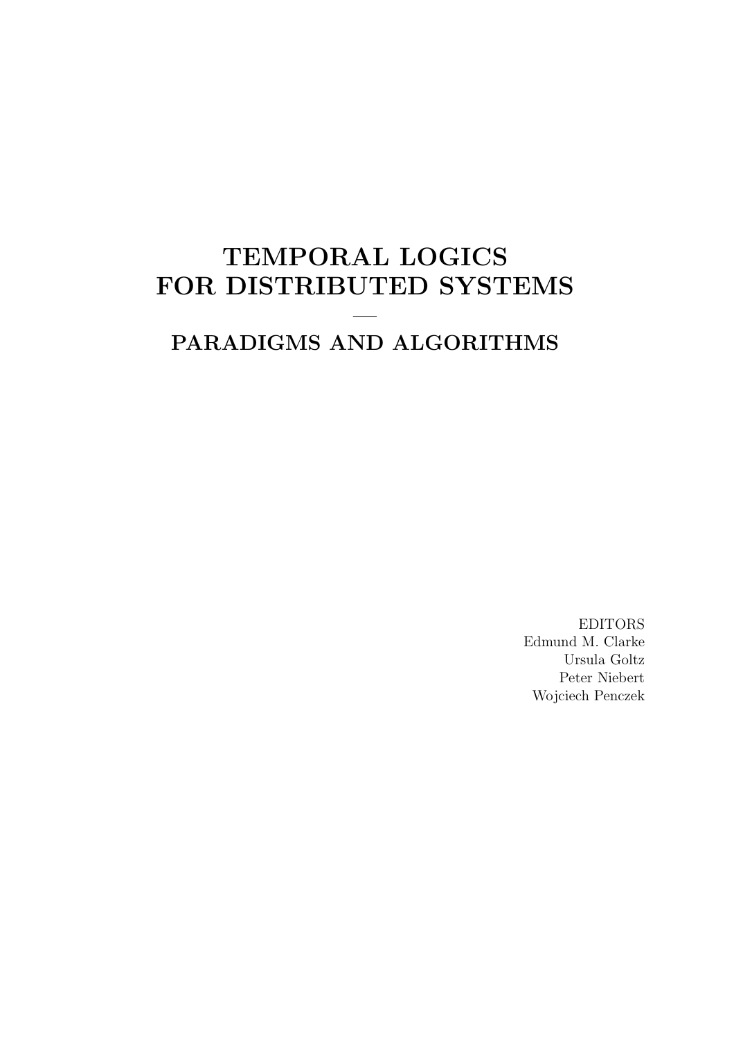# TEMPORAL LOGICS FOR DISTRIBUTED SYSTEMS

—

## PARADIGMS AND ALGORITHMS

EDITORS
Edmund M. Clarke
Ursula Goltz
Peter Niebert
Wojciech Penczek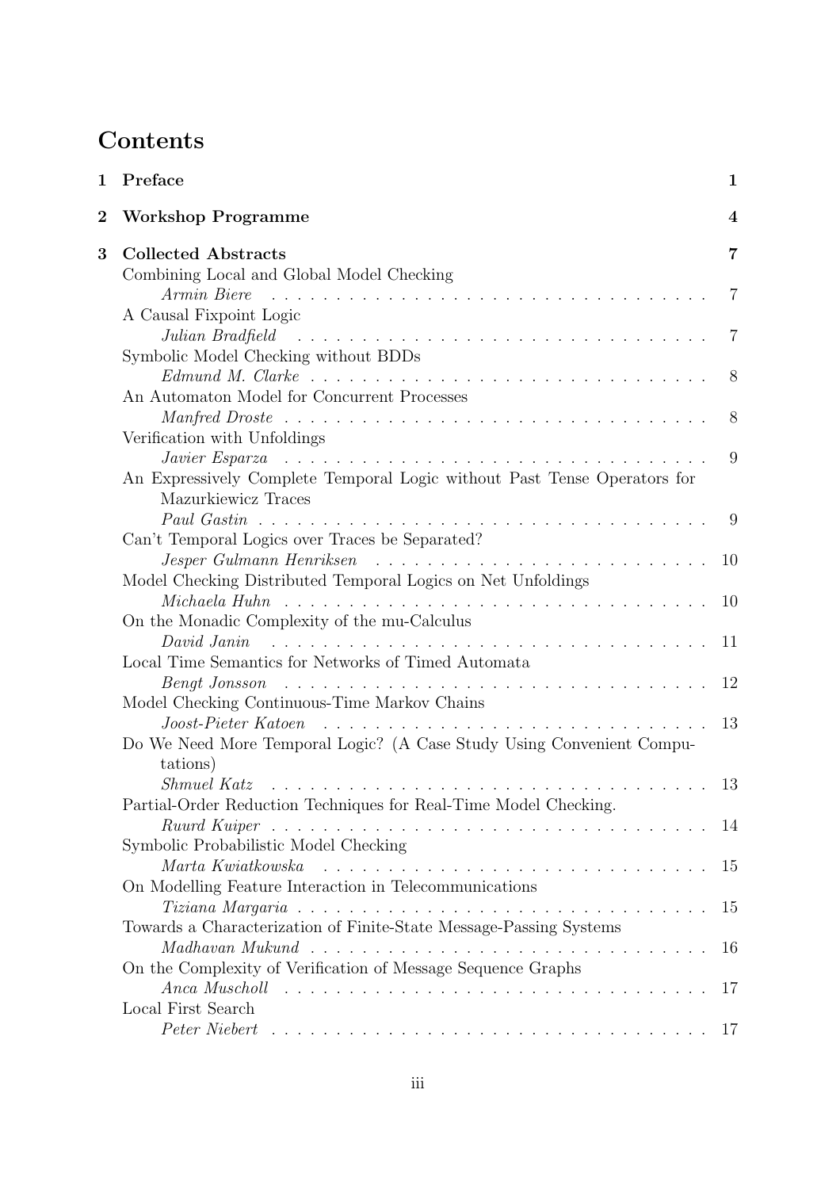# Contents

**1 Preface** **1**

**2 Workshop Programme** **4**

**3 Collected Abstracts** **7**

Combining Local and Global Model Checking
*Armin Biere* . . . . . . . . . . . . . . . . . . . . . . . . . . . . . . . . 7

A Causal Fixpoint Logic
*Julian Bradfield* . . . . . . . . . . . . . . . . . . . . . . . . . . . . . . . 7

Symbolic Model Checking without BDDs
*Edmund M. Clarke* . . . . . . . . . . . . . . . . . . . . . . . . . . . . . 8

An Automaton Model for Concurrent Processes
*Manfred Droste* . . . . . . . . . . . . . . . . . . . . . . . . . . . . . . . 8

Verification with Unfoldings
*Javier Esparza* . . . . . . . . . . . . . . . . . . . . . . . . . . . . . . . 9

An Expressively Complete Temporal Logic without Past Tense Operators for Mazurkiewicz Traces
*Paul Gastin* . . . . . . . . . . . . . . . . . . . . . . . . . . . . . . . . 9

Can't Temporal Logics over Traces be Separated?
*Jesper Gulmann Henriksen* . . . . . . . . . . . . . . . . . . . . . . . . . 10

Model Checking Distributed Temporal Logics on Net Unfoldings
*Michaela Huhn* . . . . . . . . . . . . . . . . . . . . . . . . . . . . . . . 10

On the Monadic Complexity of the mu-Calculus
*David Janin* . . . . . . . . . . . . . . . . . . . . . . . . . . . . . . . . 11

Local Time Semantics for Networks of Timed Automata
*Bengt Jonsson* . . . . . . . . . . . . . . . . . . . . . . . . . . . . . . . 12

Model Checking Continuous-Time Markov Chains
*Joost-Pieter Katoen* . . . . . . . . . . . . . . . . . . . . . . . . . . . . 13

Do We Need More Temporal Logic? (A Case Study Using Convenient Computations)
*Shmuel Katz* . . . . . . . . . . . . . . . . . . . . . . . . . . . . . . . . 13

Partial-Order Reduction Techniques for Real-Time Model Checking.
*Ruurd Kuiper* . . . . . . . . . . . . . . . . . . . . . . . . . . . . . . . 14

Symbolic Probabilistic Model Checking
*Marta Kwiatkowska* . . . . . . . . . . . . . . . . . . . . . . . . . . . . 15

On Modelling Feature Interaction in Telecommunications
*Tiziana Margaria* . . . . . . . . . . . . . . . . . . . . . . . . . . . . . 15

Towards a Characterization of Finite-State Message-Passing Systems
*Madhavan Mukund* . . . . . . . . . . . . . . . . . . . . . . . . . . . . . 16

On the Complexity of Verification of Message Sequence Graphs
*Anca Muscholl* . . . . . . . . . . . . . . . . . . . . . . . . . . . . . . . 17

Local First Search
*Peter Niebert* . . . . . . . . . . . . . . . . . . . . . . . . . . . . . . . 17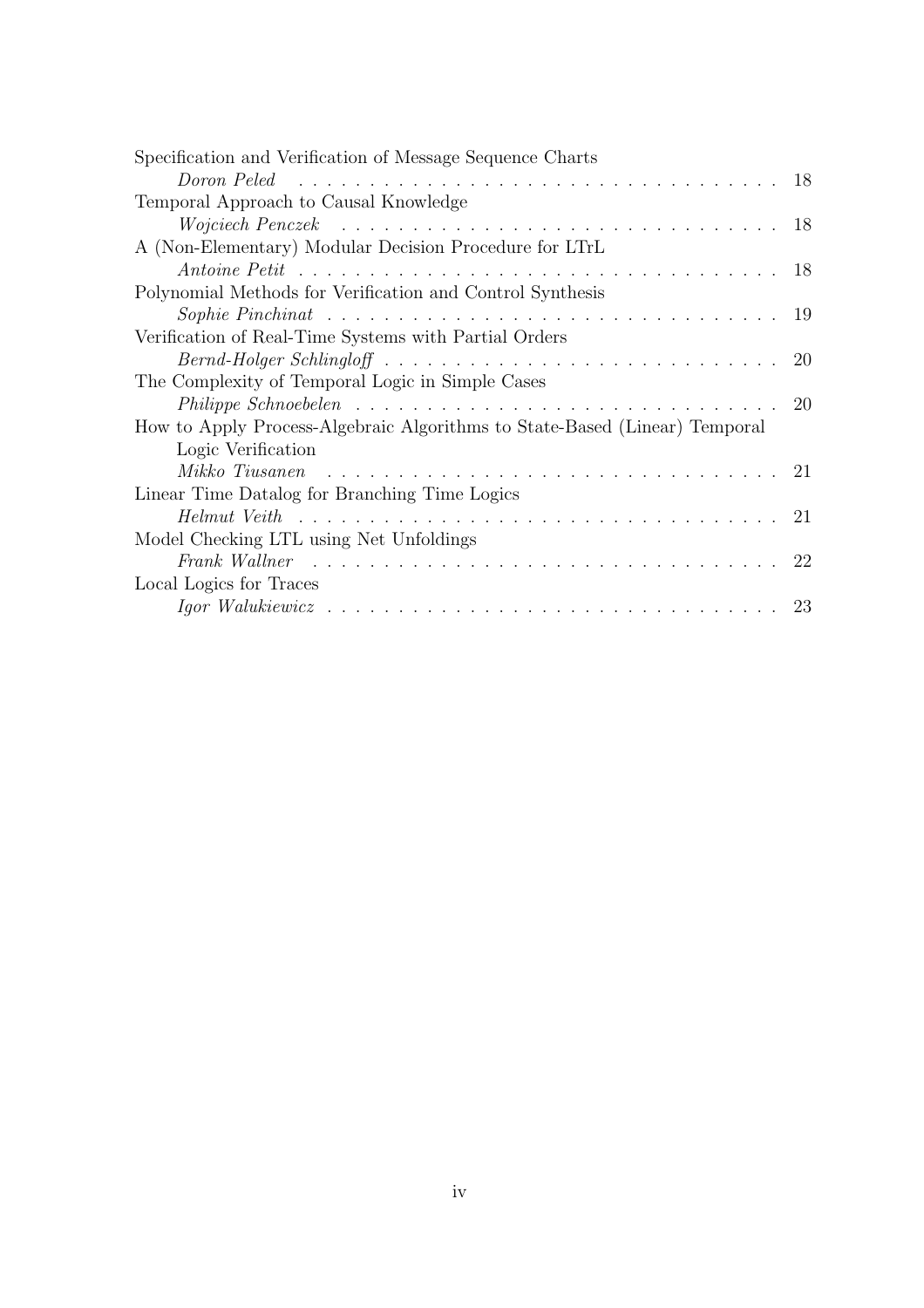Specification and Verification of Message Sequence Charts
*Doron Peled* . . . . . . . . . . . . . . . . . . . . . . . . . . . . . . . . . 18

Temporal Approach to Causal Knowledge
*Wojciech Penczek* . . . . . . . . . . . . . . . . . . . . . . . . . . . . . . . 18

A (Non-Elementary) Modular Decision Procedure for LTrL
*Antoine Petit* . . . . . . . . . . . . . . . . . . . . . . . . . . . . . . . . . 18

Polynomial Methods for Verification and Control Synthesis
*Sophie Pinchinat* . . . . . . . . . . . . . . . . . . . . . . . . . . . . . . . 19

Verification of Real-Time Systems with Partial Orders
*Bernd-Holger Schlingloff* . . . . . . . . . . . . . . . . . . . . . . . . . . . 20

The Complexity of Temporal Logic in Simple Cases
*Philippe Schnoebelen* . . . . . . . . . . . . . . . . . . . . . . . . . . . . . 20

How to Apply Process-Algebraic Algorithms to State-Based (Linear) Temporal Logic Verification
*Mikko Tiusanen* . . . . . . . . . . . . . . . . . . . . . . . . . . . . . . . 21

Linear Time Datalog for Branching Time Logics
*Helmut Veith* . . . . . . . . . . . . . . . . . . . . . . . . . . . . . . . . . 21

Model Checking LTL using Net Unfoldings
*Frank Wallner* . . . . . . . . . . . . . . . . . . . . . . . . . . . . . . . . 22

Local Logics for Traces
*Igor Walukiewicz* . . . . . . . . . . . . . . . . . . . . . . . . . . . . . . . 23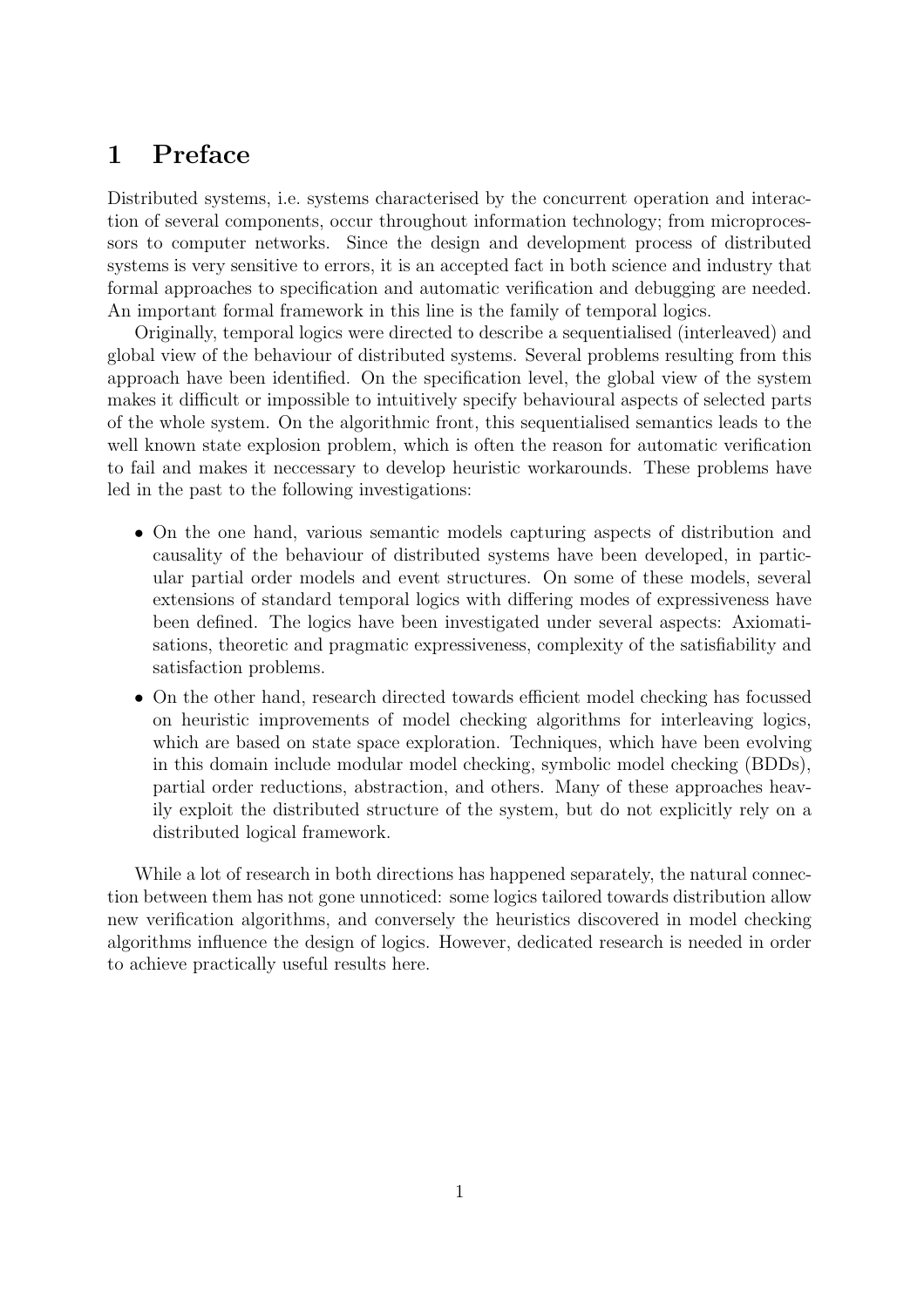# 1 Preface

Distributed systems, i.e. systems characterised by the concurrent operation and interaction of several components, occur throughout information technology; from microprocessors to computer networks. Since the design and development process of distributed systems is very sensitive to errors, it is an accepted fact in both science and industry that formal approaches to specification and automatic verification and debugging are needed. An important formal framework in this line is the family of temporal logics.

Originally, temporal logics were directed to describe a sequentialised (interleaved) and global view of the behaviour of distributed systems. Several problems resulting from this approach have been identified. On the specification level, the global view of the system makes it difficult or impossible to intuitively specify behavioural aspects of selected parts of the whole system. On the algorithmic front, this sequentialised semantics leads to the well known state explosion problem, which is often the reason for automatic verification to fail and makes it neccessary to develop heuristic workarounds. These problems have led in the past to the following investigations:

- On the one hand, various semantic models capturing aspects of distribution and causality of the behaviour of distributed systems have been developed, in particular partial order models and event structures. On some of these models, several extensions of standard temporal logics with differing modes of expressiveness have been defined. The logics have been investigated under several aspects: Axiomatisations, theoretic and pragmatic expressiveness, complexity of the satisfiability and satisfaction problems.
- On the other hand, research directed towards efficient model checking has focussed on heuristic improvements of model checking algorithms for interleaving logics, which are based on state space exploration. Techniques, which have been evolving in this domain include modular model checking, symbolic model checking (BDDs), partial order reductions, abstraction, and others. Many of these approaches heavily exploit the distributed structure of the system, but do not explicitly rely on a distributed logical framework.

While a lot of research in both directions has happened separately, the natural connection between them has not gone unnoticed: some logics tailored towards distribution allow new verification algorithms, and conversely the heuristics discovered in model checking algorithms influence the design of logics. However, dedicated research is needed in order to achieve practically useful results here.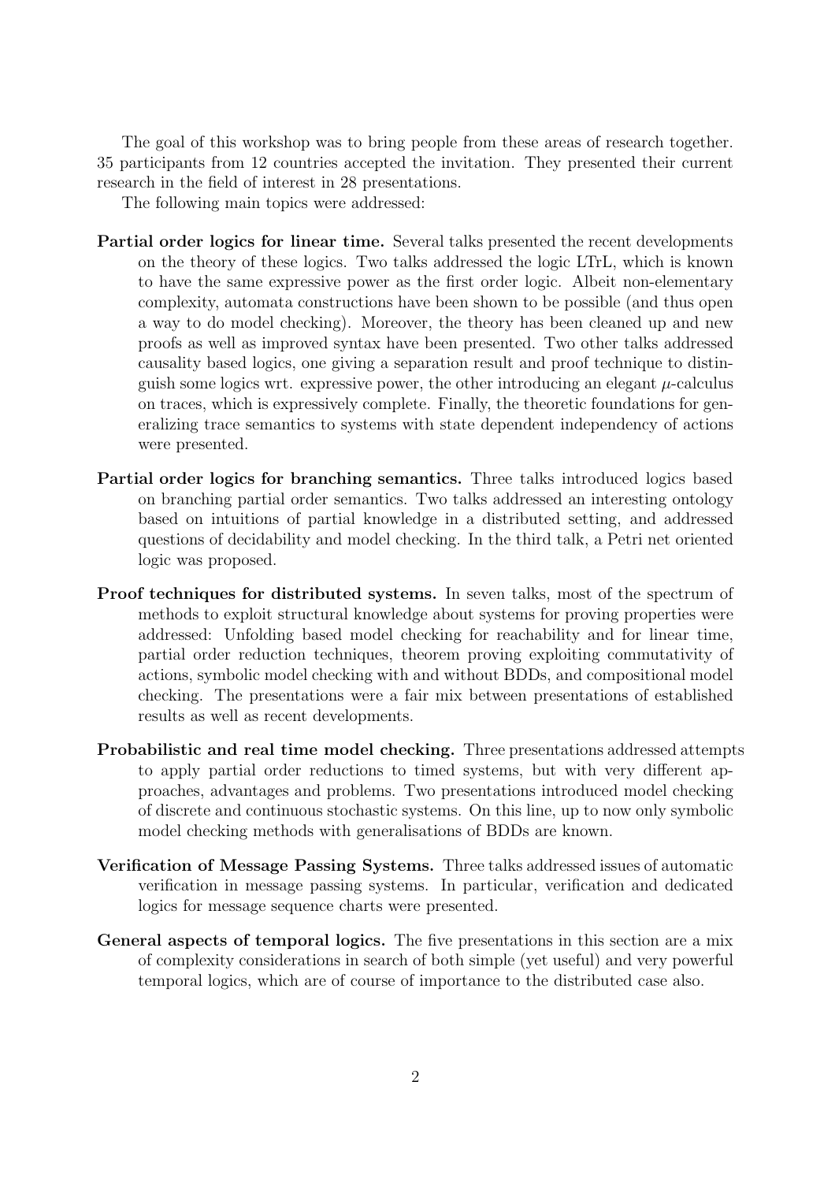The goal of this workshop was to bring people from these areas of research together. 35 participants from 12 countries accepted the invitation. They presented their current research in the field of interest in 28 presentations.

The following main topics were addressed:

**Partial order logics for linear time.** Several talks presented the recent developments on the theory of these logics. Two talks addressed the logic LTrL, which is known to have the same expressive power as the first order logic. Albeit non-elementary complexity, automata constructions have been shown to be possible (and thus open a way to do model checking). Moreover, the theory has been cleaned up and new proofs as well as improved syntax have been presented. Two other talks addressed causality based logics, one giving a separation result and proof technique to distinguish some logics wrt. expressive power, the other introducing an elegant $\mu$-calculus on traces, which is expressively complete. Finally, the theoretic foundations for generalizing trace semantics to systems with state dependent independency of actions were presented.

**Partial order logics for branching semantics.** Three talks introduced logics based on branching partial order semantics. Two talks addressed an interesting ontology based on intuitions of partial knowledge in a distributed setting, and addressed questions of decidability and model checking. In the third talk, a Petri net oriented logic was proposed.

**Proof techniques for distributed systems.** In seven talks, most of the spectrum of methods to exploit structural knowledge about systems for proving properties were addressed: Unfolding based model checking for reachability and for linear time, partial order reduction techniques, theorem proving exploiting commutativity of actions, symbolic model checking with and without BDDs, and compositional model checking. The presentations were a fair mix between presentations of established results as well as recent developments.

**Probabilistic and real time model checking.** Three presentations addressed attempts to apply partial order reductions to timed systems, but with very different approaches, advantages and problems. Two presentations introduced model checking of discrete and continuous stochastic systems. On this line, up to now only symbolic model checking methods with generalisations of BDDs are known.

**Verification of Message Passing Systems.** Three talks addressed issues of automatic verification in message passing systems. In particular, verification and dedicated logics for message sequence charts were presented.

**General aspects of temporal logics.** The five presentations in this section are a mix of complexity considerations in search of both simple (yet useful) and very powerful temporal logics, which are of course of importance to the distributed case also.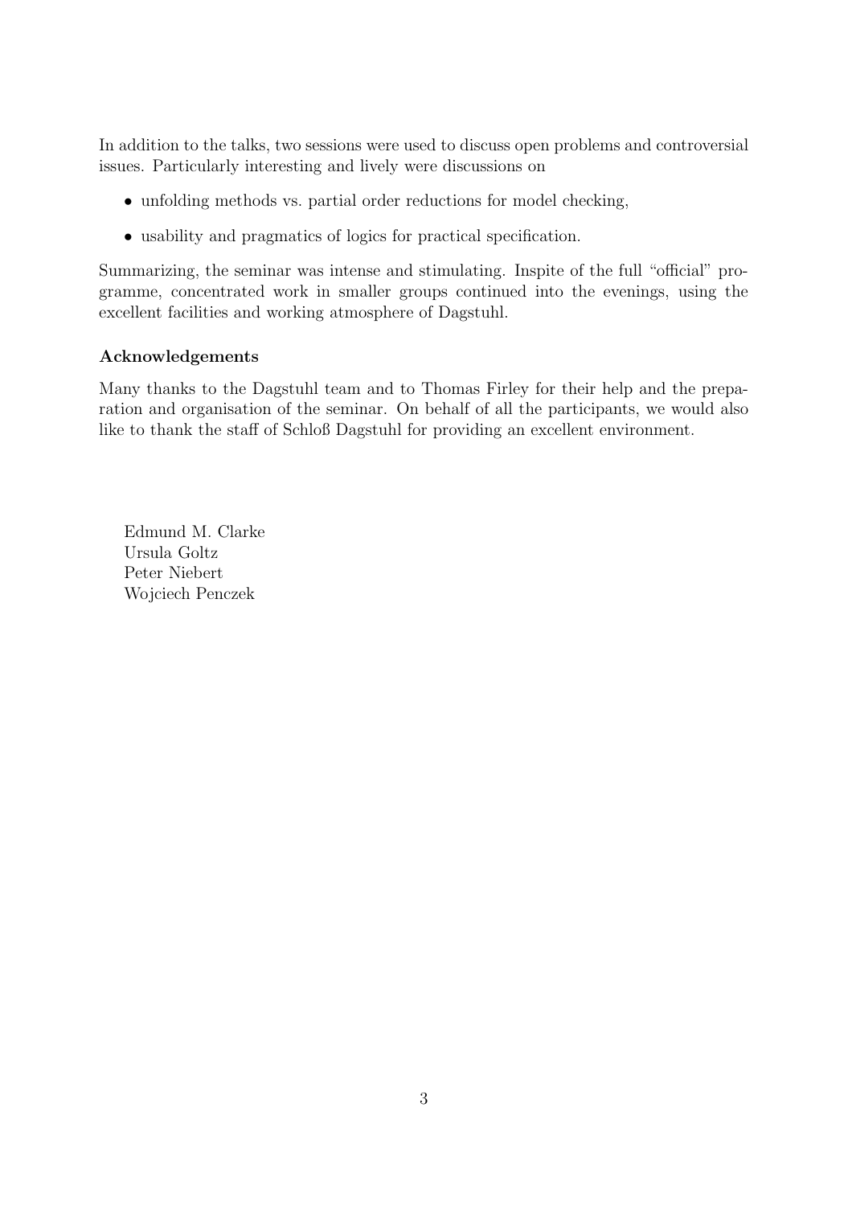In addition to the talks, two sessions were used to discuss open problems and controversial issues. Particularly interesting and lively were discussions on

- unfolding methods vs. partial order reductions for model checking,
- usability and pragmatics of logics for practical specification.

Summarizing, the seminar was intense and stimulating. Inspite of the full "official" programme, concentrated work in smaller groups continued into the evenings, using the excellent facilities and working atmosphere of Dagstuhl.

### Acknowledgements

Many thanks to the Dagstuhl team and to Thomas Firley for their help and the preparation and organisation of the seminar. On behalf of all the participants, we would also like to thank the staff of Schloß Dagstuhl for providing an excellent environment.

Edmund M. Clarke
Ursula Goltz
Peter Niebert
Wojciech Penczek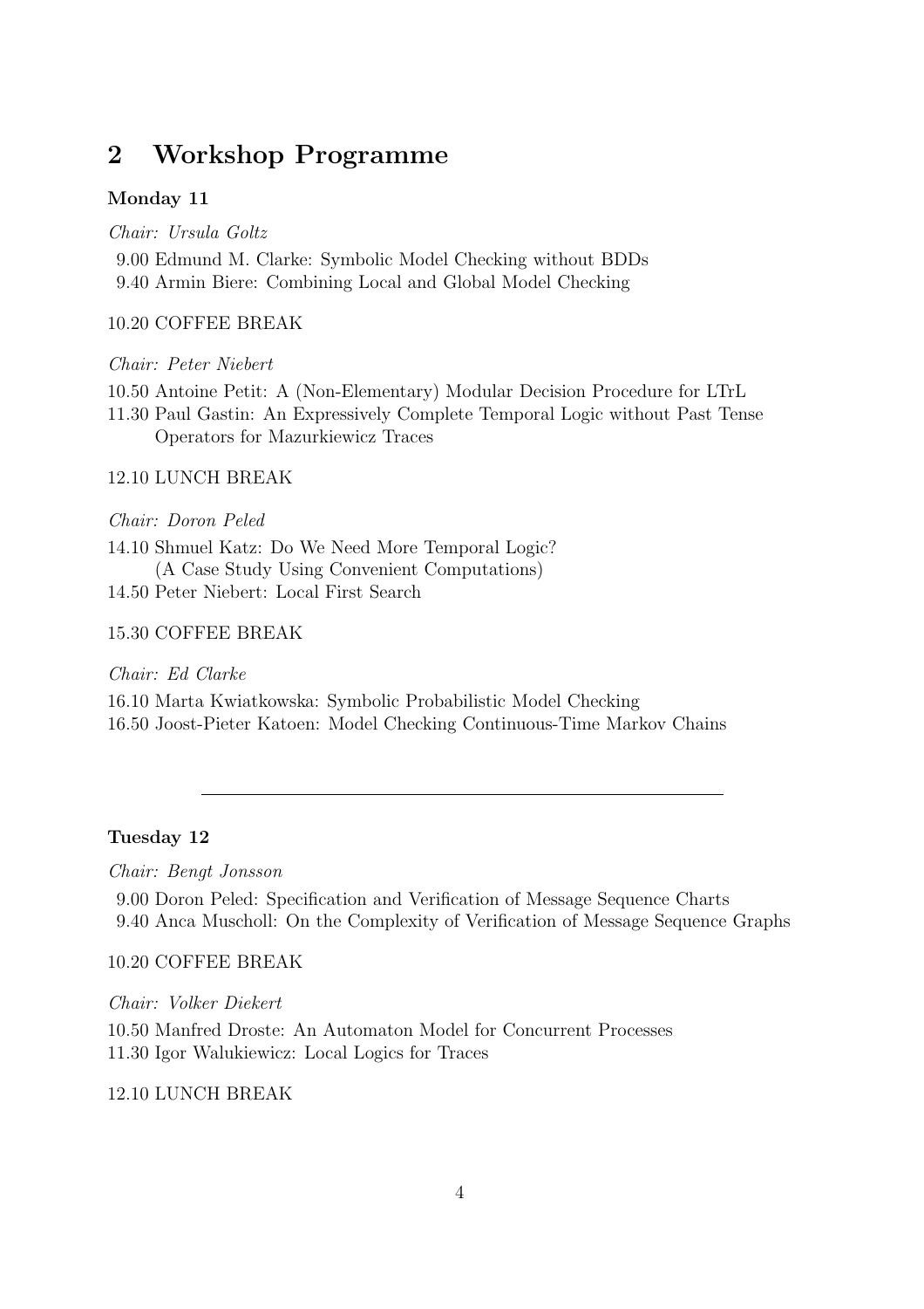## 2 Workshop Programme

### Monday 11

*Chair: Ursula Goltz*

9.00 Edmund M. Clarke: Symbolic Model Checking without BDDs
9.40 Armin Biere: Combining Local and Global Model Checking

10.20 COFFEE BREAK

*Chair: Peter Niebert*

10.50 Antoine Petit: A (Non-Elementary) Modular Decision Procedure for LTrL
11.30 Paul Gastin: An Expressively Complete Temporal Logic without Past Tense Operators for Mazurkiewicz Traces

12.10 LUNCH BREAK

*Chair: Doron Peled*

14.10 Shmuel Katz: Do We Need More Temporal Logic? (A Case Study Using Convenient Computations)
14.50 Peter Niebert: Local First Search

15.30 COFFEE BREAK

*Chair: Ed Clarke*

16.10 Marta Kwiatkowska: Symbolic Probabilistic Model Checking
16.50 Joost-Pieter Katoen: Model Checking Continuous-Time Markov Chains

---

### Tuesday 12

*Chair: Bengt Jonsson*

9.00 Doron Peled: Specification and Verification of Message Sequence Charts
9.40 Anca Muscholl: On the Complexity of Verification of Message Sequence Graphs

10.20 COFFEE BREAK

*Chair: Volker Diekert*

10.50 Manfred Droste: An Automaton Model for Concurrent Processes
11.30 Igor Walukiewicz: Local Logics for Traces

12.10 LUNCH BREAK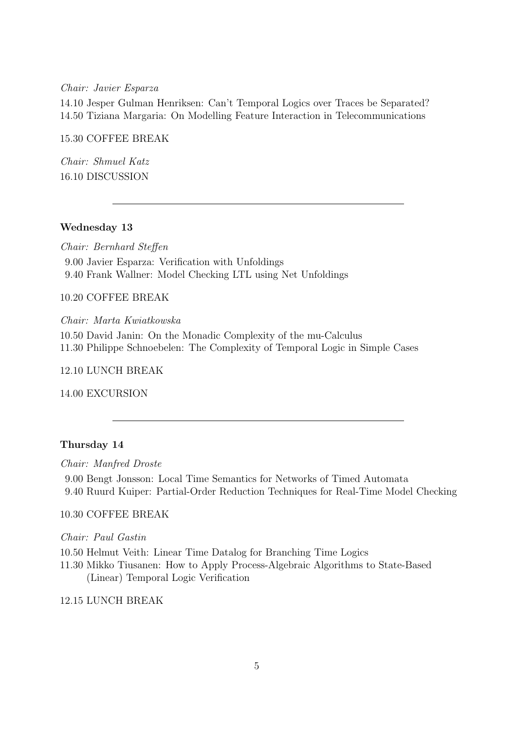*Chair: Javier Esparza*

14.10 Jesper Gulman Henriksen: Can't Temporal Logics over Traces be Separated?
14.50 Tiziana Margaria: On Modelling Feature Interaction in Telecommunications

15.30 COFFEE BREAK

*Chair: Shmuel Katz*
16.10 DISCUSSION

---

**Wednesday 13**

*Chair: Bernhard Steffen*
9.00 Javier Esparza: Verification with Unfoldings
9.40 Frank Wallner: Model Checking LTL using Net Unfoldings

10.20 COFFEE BREAK

*Chair: Marta Kwiatkowska*

10.50 David Janin: On the Monadic Complexity of the mu-Calculus
11.30 Philippe Schnoebelen: The Complexity of Temporal Logic in Simple Cases

12.10 LUNCH BREAK

14.00 EXCURSION

---

**Thursday 14**

*Chair: Manfred Droste*
9.00 Bengt Jonsson: Local Time Semantics for Networks of Timed Automata
9.40 Ruurd Kuiper: Partial-Order Reduction Techniques for Real-Time Model Checking

10.30 COFFEE BREAK

*Chair: Paul Gastin*

10.50 Helmut Veith: Linear Time Datalog for Branching Time Logics
11.30 Mikko Tiusanen: How to Apply Process-Algebraic Algorithms to State-Based (Linear) Temporal Logic Verification

12.15 LUNCH BREAK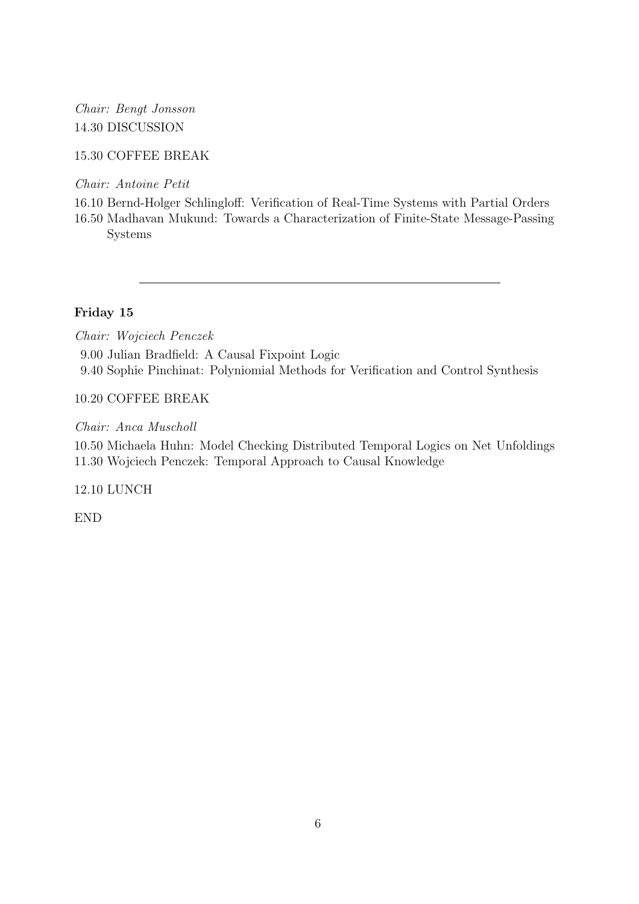*Chair: Bengt Jonsson*

14.30 DISCUSSION

15.30 COFFEE BREAK

*Chair: Antoine Petit*

16.10 Bernd-Holger Schlingloff: Verification of Real-Time Systems with Partial Orders

16.50 Madhavan Mukund: Towards a Characterization of Finite-State Message-Passing Systems

---

**Friday 15**

*Chair: Wojciech Penczek*

9.00 Julian Bradfield: A Causal Fixpoint Logic

9.40 Sophie Pinchinat: Polyniomial Methods for Verification and Control Synthesis

10.20 COFFEE BREAK

*Chair: Anca Muscholl*

10.50 Michaela Huhn: Model Checking Distributed Temporal Logics on Net Unfoldings

11.30 Wojciech Penczek: Temporal Approach to Causal Knowledge

12.10 LUNCH

END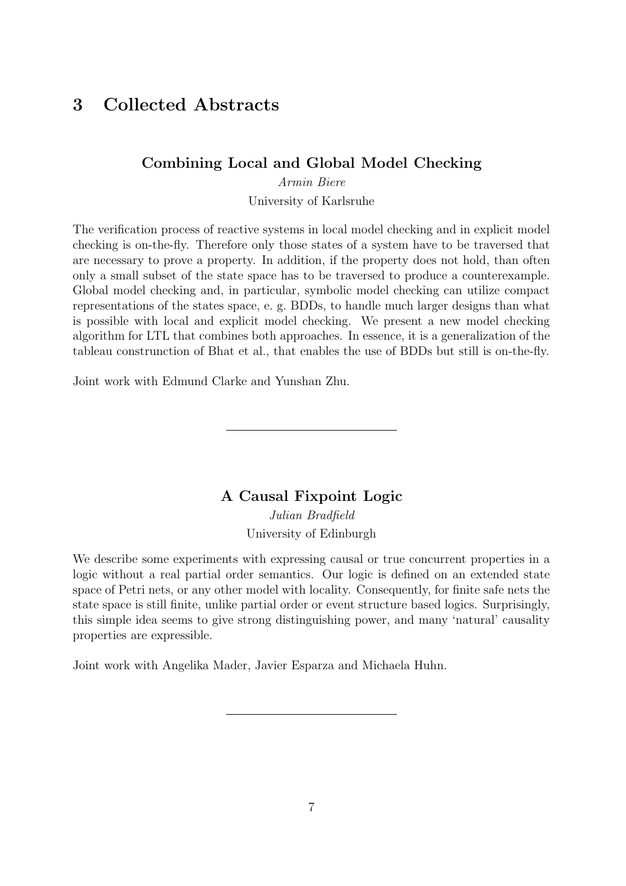# 3 Collected Abstracts

## Combining Local and Global Model Checking

*Armin Biere*

University of Karlsruhe

The verification process of reactive systems in local model checking and in explicit model checking is on-the-fly. Therefore only those states of a system have to be traversed that are necessary to prove a property. In addition, if the property does not hold, than often only a small subset of the state space has to be traversed to produce a counterexample. Global model checking and, in particular, symbolic model checking can utilize compact representations of the states space, e. g. BDDs, to handle much larger designs than what is possible with local and explicit model checking. We present a new model checking algorithm for LTL that combines both approaches. In essence, it is a generalization of the tableau construnction of Bhat et al., that enables the use of BDDs but still is on-the-fly.

Joint work with Edmund Clarke and Yunshan Zhu.

---

## A Causal Fixpoint Logic

*Julian Bradfield*

University of Edinburgh

We describe some experiments with expressing causal or true concurrent properties in a logic without a real partial order semantics. Our logic is defined on an extended state space of Petri nets, or any other model with locality. Consequently, for finite safe nets the state space is still finite, unlike partial order or event structure based logics. Surprisingly, this simple idea seems to give strong distinguishing power, and many 'natural' causality properties are expressible.

Joint work with Angelika Mader, Javier Esparza and Michaela Huhn.

---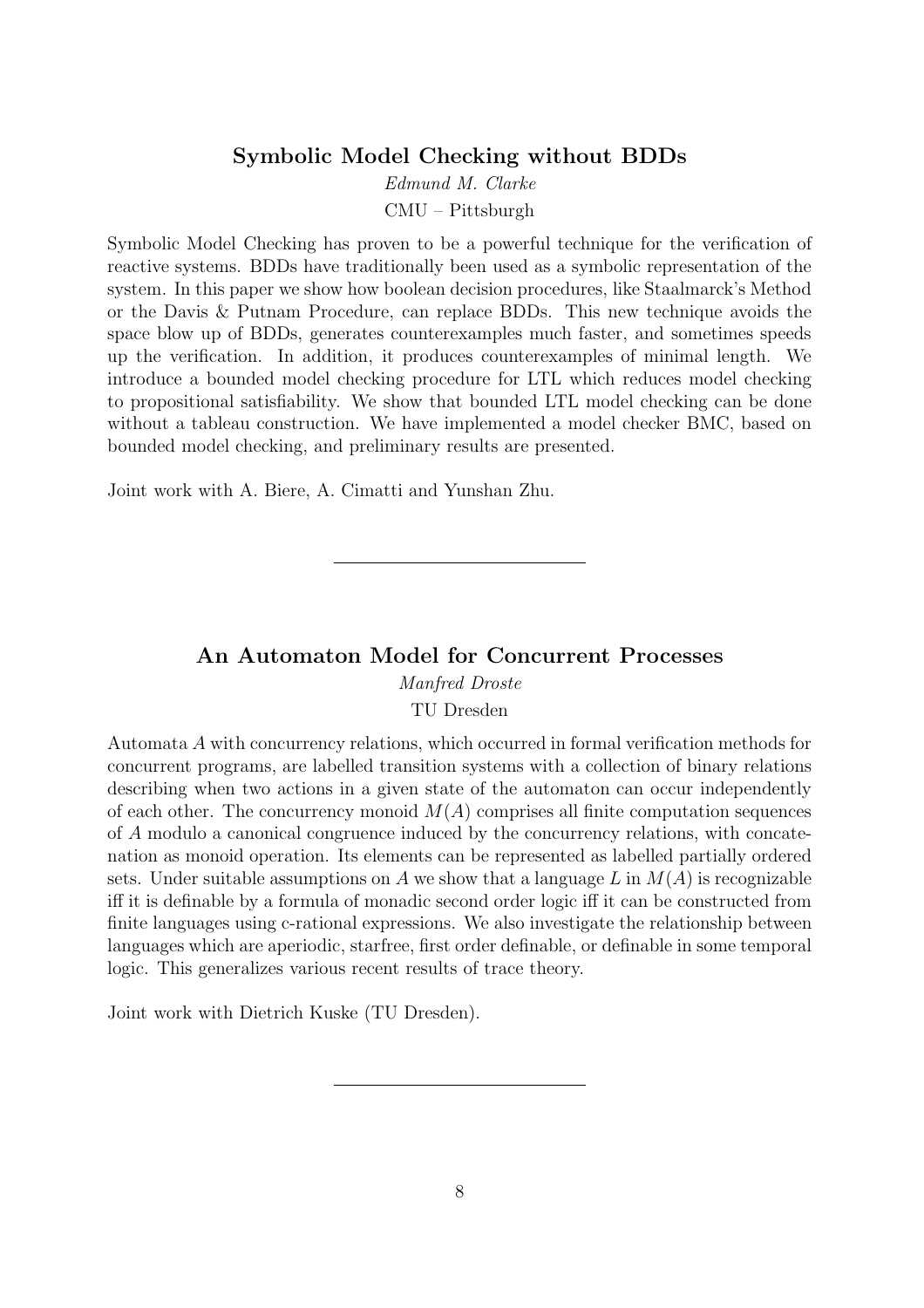### Symbolic Model Checking without BDDs

*Edmund M. Clarke*

CMU – Pittsburgh

Symbolic Model Checking has proven to be a powerful technique for the verification of reactive systems. BDDs have traditionally been used as a symbolic representation of the system. In this paper we show how boolean decision procedures, like Staalmarck's Method or the Davis & Putnam Procedure, can replace BDDs. This new technique avoids the space blow up of BDDs, generates counterexamples much faster, and sometimes speeds up the verification. In addition, it produces counterexamples of minimal length. We introduce a bounded model checking procedure for LTL which reduces model checking to propositional satisfiability. We show that bounded LTL model checking can be done without a tableau construction. We have implemented a model checker BMC, based on bounded model checking, and preliminary results are presented.

Joint work with A. Biere, A. Cimatti and Yunshan Zhu.

---

### An Automaton Model for Concurrent Processes

*Manfred Droste*

TU Dresden

Automata $A$ with concurrency relations, which occurred in formal verification methods for concurrent programs, are labelled transition systems with a collection of binary relations describing when two actions in a given state of the automaton can occur independently of each other. The concurrency monoid $M(A)$ comprises all finite computation sequences of $A$ modulo a canonical congruence induced by the concurrency relations, with concatenation as monoid operation. Its elements can be represented as labelled partially ordered sets. Under suitable assumptions on $A$ we show that a language $L$ in $M(A)$ is recognizable iff it is definable by a formula of monadic second order logic iff it can be constructed from finite languages using c-rational expressions. We also investigate the relationship between languages which are aperiodic, starfree, first order definable, or definable in some temporal logic. This generalizes various recent results of trace theory.

Joint work with Dietrich Kuske (TU Dresden).

---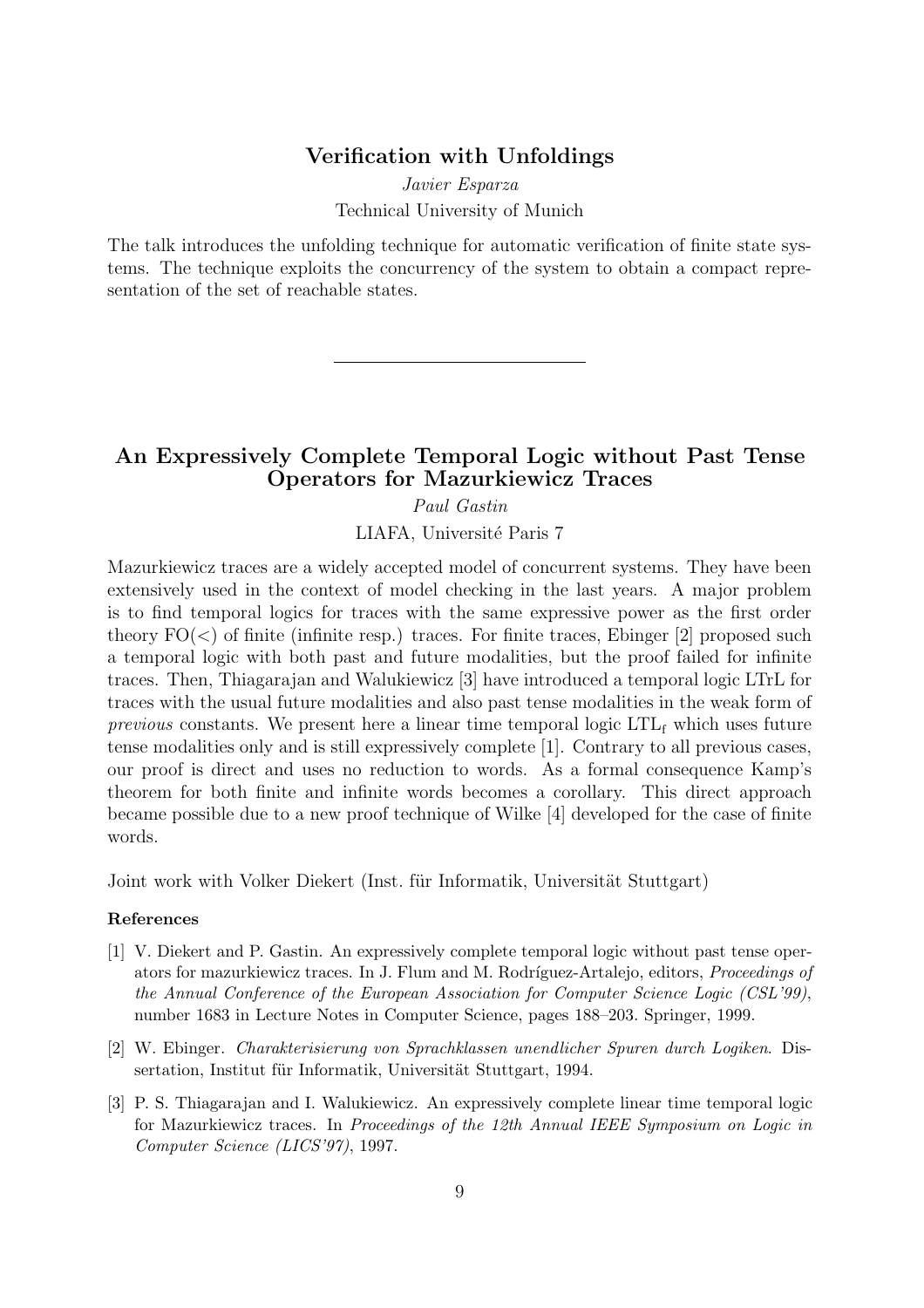## Verification with Unfoldings

*Javier Esparza*

Technical University of Munich

The talk introduces the unfolding technique for automatic verification of finite state systems. The technique exploits the concurrency of the system to obtain a compact representation of the set of reachable states.

---

## An Expressively Complete Temporal Logic without Past Tense Operators for Mazurkiewicz Traces

*Paul Gastin*

LIAFA, Université Paris 7

Mazurkiewicz traces are a widely accepted model of concurrent systems. They have been extensively used in the context of model checking in the last years. A major problem is to find temporal logics for traces with the same expressive power as the first order theory FO($<$) of finite (infinite resp.) traces. For finite traces, Ebinger [2] proposed such a temporal logic with both past and future modalities, but the proof failed for infinite traces. Then, Thiagarajan and Walukiewicz [3] have introduced a temporal logic LTrL for traces with the usual future modalities and also past tense modalities in the weak form of *previous* constants. We present here a linear time temporal logic $\mathrm{LTL_f}$ which uses future tense modalities only and is still expressively complete [1]. Contrary to all previous cases, our proof is direct and uses no reduction to words. As a formal consequence Kamp's theorem for both finite and infinite words becomes a corollary. This direct approach became possible due to a new proof technique of Wilke [4] developed for the case of finite words.

Joint work with Volker Diekert (Inst. für Informatik, Universität Stuttgart)

**References**

[1] V. Diekert and P. Gastin. An expressively complete temporal logic without past tense operators for mazurkiewicz traces. In J. Flum and M. Rodríguez-Artalejo, editors, *Proceedings of the Annual Conference of the European Association for Computer Science Logic (CSL'99)*, number 1683 in Lecture Notes in Computer Science, pages 188–203. Springer, 1999.

[2] W. Ebinger. *Charakterisierung von Sprachklassen unendlicher Spuren durch Logiken*. Dissertation, Institut für Informatik, Universität Stuttgart, 1994.

[3] P. S. Thiagarajan and I. Walukiewicz. An expressively complete linear time temporal logic for Mazurkiewicz traces. In *Proceedings of the 12th Annual IEEE Symposium on Logic in Computer Science (LICS'97)*, 1997.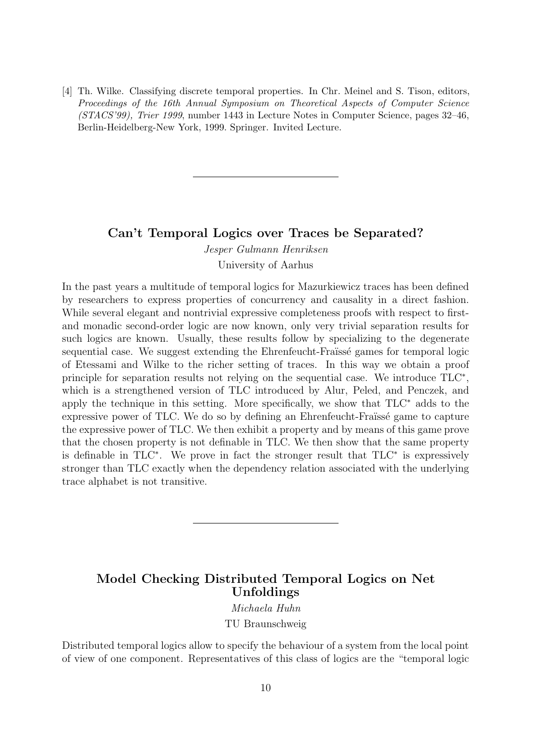[4] Th. Wilke. Classifying discrete temporal properties. In Chr. Meinel and S. Tison, editors, *Proceedings of the 16th Annual Symposium on Theoretical Aspects of Computer Science (STACS'99), Trier 1999*, number 1443 in Lecture Notes in Computer Science, pages 32–46, Berlin-Heidelberg-New York, 1999. Springer. Invited Lecture.

---

## Can't Temporal Logics over Traces be Separated?

*Jesper Gulmann Henriksen*

University of Aarhus

In the past years a multitude of temporal logics for Mazurkiewicz traces has been defined by researchers to express properties of concurrency and causality in a direct fashion. While several elegant and nontrivial expressive completeness proofs with respect to first- and monadic second-order logic are now known, only very trivial separation results for such logics are known. Usually, these results follow by specializing to the degenerate sequential case. We suggest extending the Ehrenfeucht-Fraïssé games for temporal logic of Etessami and Wilke to the richer setting of traces. In this way we obtain a proof principle for separation results not relying on the sequential case. We introduce TLC$^*$, which is a strengthened version of TLC introduced by Alur, Peled, and Penczek, and apply the technique in this setting. More specifically, we show that TLC$^*$ adds to the expressive power of TLC. We do so by defining an Ehrenfeucht-Fraïssé game to capture the expressive power of TLC. We then exhibit a property and by means of this game prove that the chosen property is not definable in TLC. We then show that the same property is definable in TLC$^*$. We prove in fact the stronger result that TLC$^*$ is expressively stronger than TLC exactly when the dependency relation associated with the underlying trace alphabet is not transitive.

---

## Model Checking Distributed Temporal Logics on Net Unfoldings

*Michaela Huhn*

TU Braunschweig

Distributed temporal logics allow to specify the behaviour of a system from the local point of view of one component. Representatives of this class of logics are the "temporal logic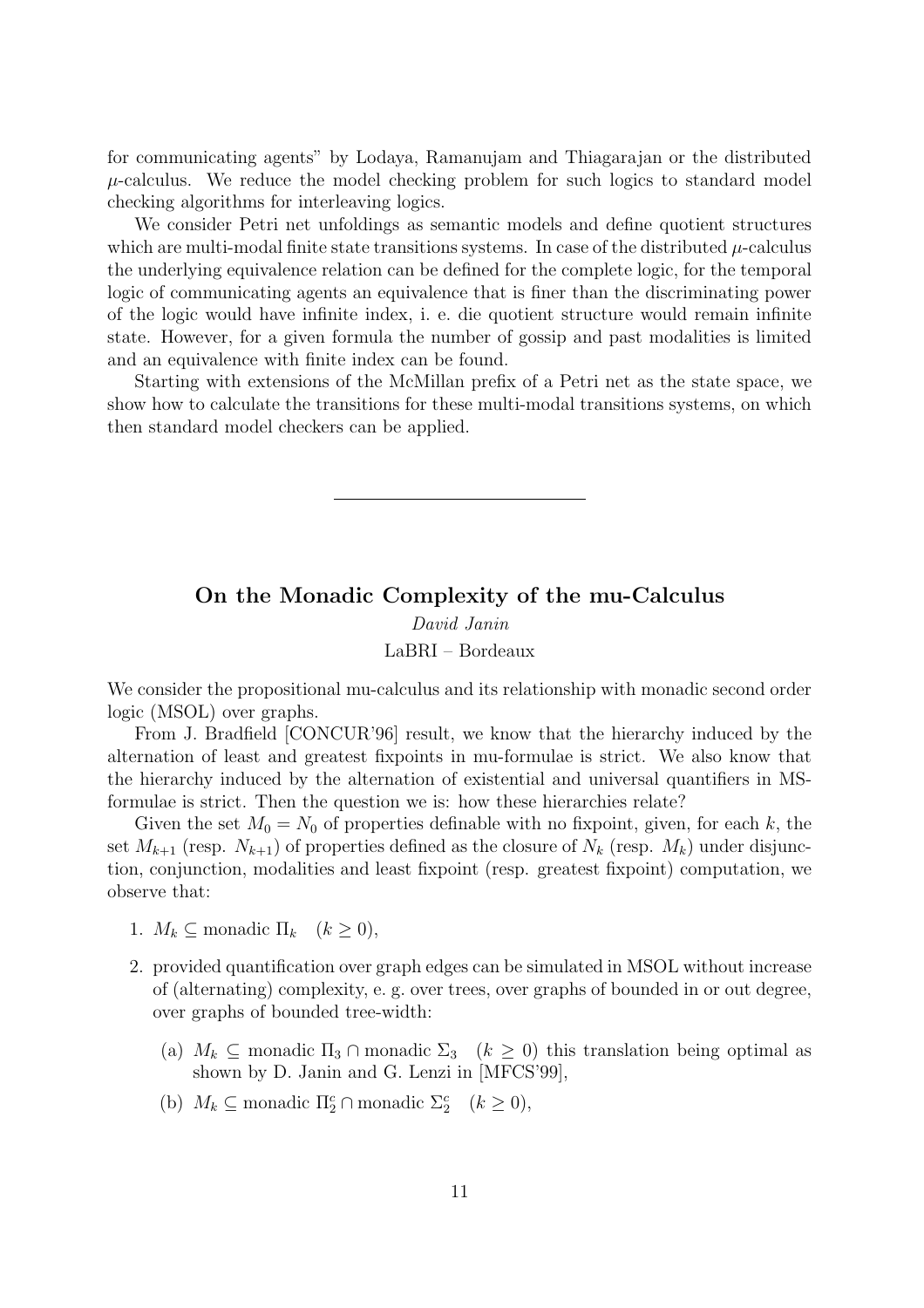for communicating agents" by Lodaya, Ramanujam and Thiagarajan or the distributed $\mu$-calculus. We reduce the model checking problem for such logics to standard model checking algorithms for interleaving logics.

We consider Petri net unfoldings as semantic models and define quotient structures which are multi-modal finite state transitions systems. In case of the distributed $\mu$-calculus the underlying equivalence relation can be defined for the complete logic, for the temporal logic of communicating agents an equivalence that is finer than the discriminating power of the logic would have infinite index, i. e. die quotient structure would remain infinite state. However, for a given formula the number of gossip and past modalities is limited and an equivalence with finite index can be found.

Starting with extensions of the McMillan prefix of a Petri net as the state space, we show how to calculate the transitions for these multi-modal transitions systems, on which then standard model checkers can be applied.

---

## On the Monadic Complexity of the mu-Calculus

*David Janin*

LaBRI – Bordeaux

We consider the propositional mu-calculus and its relationship with monadic second order logic (MSOL) over graphs.

From J. Bradfield [CONCUR'96] result, we know that the hierarchy induced by the alternation of least and greatest fixpoints in mu-formulae is strict. We also know that the hierarchy induced by the alternation of existential and universal quantifiers in MS-formulae is strict. Then the question we is: how these hierarchies relate?

Given the set $M_0 = N_0$ of properties definable with no fixpoint, given, for each $k$, the set $M_{k+1}$ (resp. $N_{k+1}$) of properties defined as the closure of $N_k$ (resp. $M_k$) under disjunction, conjunction, modalities and least fixpoint (resp. greatest fixpoint) computation, we observe that:

1. $M_k \subseteq$ monadic $\Pi_k \quad (k \geq 0)$,
2. provided quantification over graph edges can be simulated in MSOL without increase of (alternating) complexity, e. g. over trees, over graphs of bounded in or out degree, over graphs of bounded tree-width:
   (a) $M_k \subseteq$ monadic $\Pi_3 \cap$ monadic $\Sigma_3 \quad (k \geq 0)$ this translation being optimal as shown by D. Janin and G. Lenzi in [MFCS'99],
   (b) $M_k \subseteq$ monadic $\Pi_2^c \cap$ monadic $\Sigma_2^c \quad (k \geq 0)$,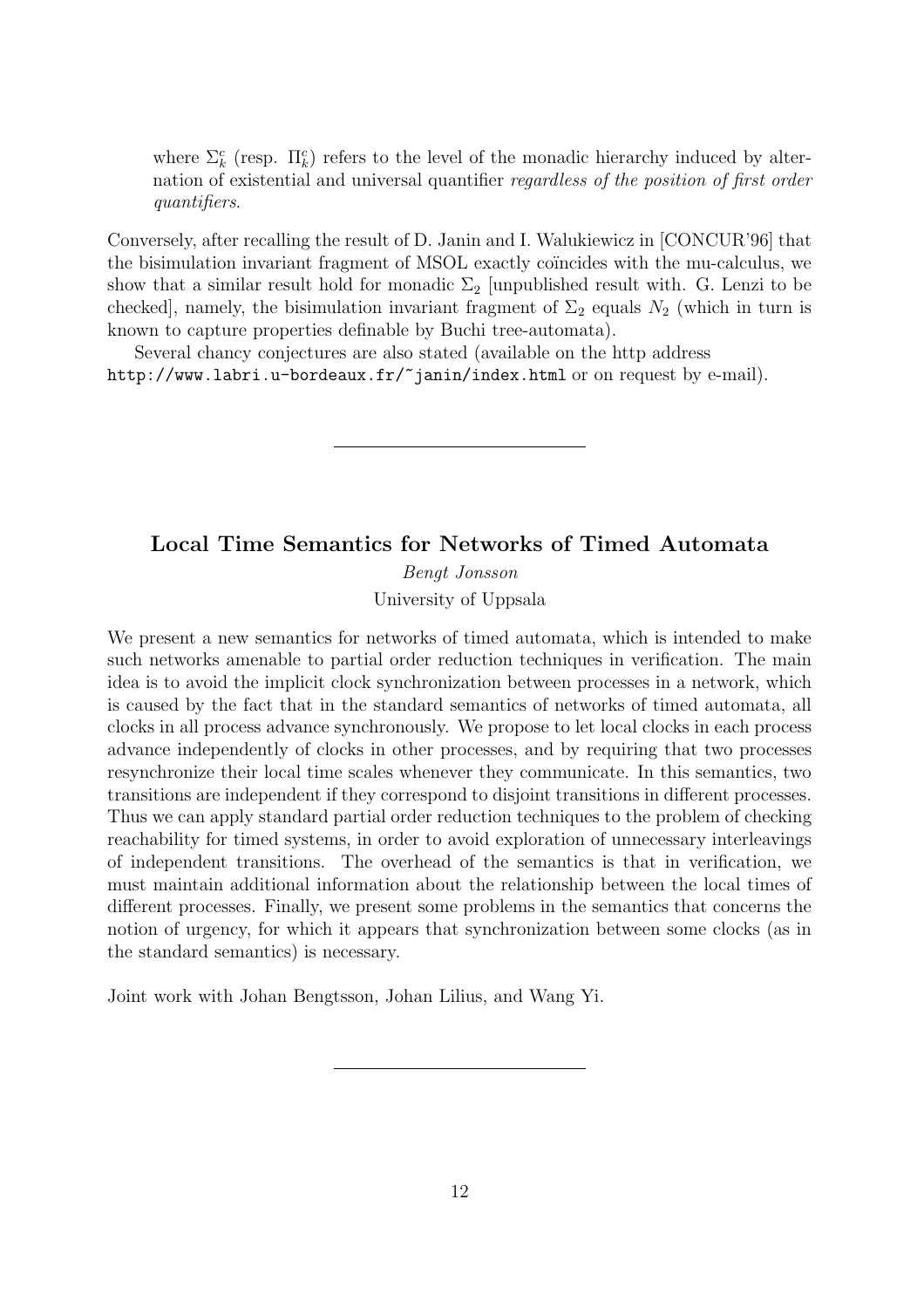where $\Sigma_k^c$ (resp. $\Pi_k^c$) refers to the level of the monadic hierarchy induced by alternation of existential and universal quantifier *regardless of the position of first order quantifiers*.

Conversely, after recalling the result of D. Janin and I. Walukiewicz in [CONCUR'96] that the bisimulation invariant fragment of MSOL exactly coïncides with the mu-calculus, we show that a similar result hold for monadic $\Sigma_2$ [unpublished result with. G. Lenzi to be checked], namely, the bisimulation invariant fragment of $\Sigma_2$ equals $N_2$ (which in turn is known to capture properties definable by Buchi tree-automata).

Several chancy conjectures are also stated (available on the http address http://www.labri.u-bordeaux.fr/~janin/index.html or on request by e-mail).

---

## Local Time Semantics for Networks of Timed Automata

*Bengt Jonsson*

University of Uppsala

We present a new semantics for networks of timed automata, which is intended to make such networks amenable to partial order reduction techniques in verification. The main idea is to avoid the implicit clock synchronization between processes in a network, which is caused by the fact that in the standard semantics of networks of timed automata, all clocks in all process advance synchronously. We propose to let local clocks in each process advance independently of clocks in other processes, and by requiring that two processes resynchronize their local time scales whenever they communicate. In this semantics, two transitions are independent if they correspond to disjoint transitions in different processes. Thus we can apply standard partial order reduction techniques to the problem of checking reachability for timed systems, in order to avoid exploration of unnecessary interleavings of independent transitions. The overhead of the semantics is that in verification, we must maintain additional information about the relationship between the local times of different processes. Finally, we present some problems in the semantics that concerns the notion of urgency, for which it appears that synchronization between some clocks (as in the standard semantics) is necessary.

Joint work with Johan Bengtsson, Johan Lilius, and Wang Yi.

---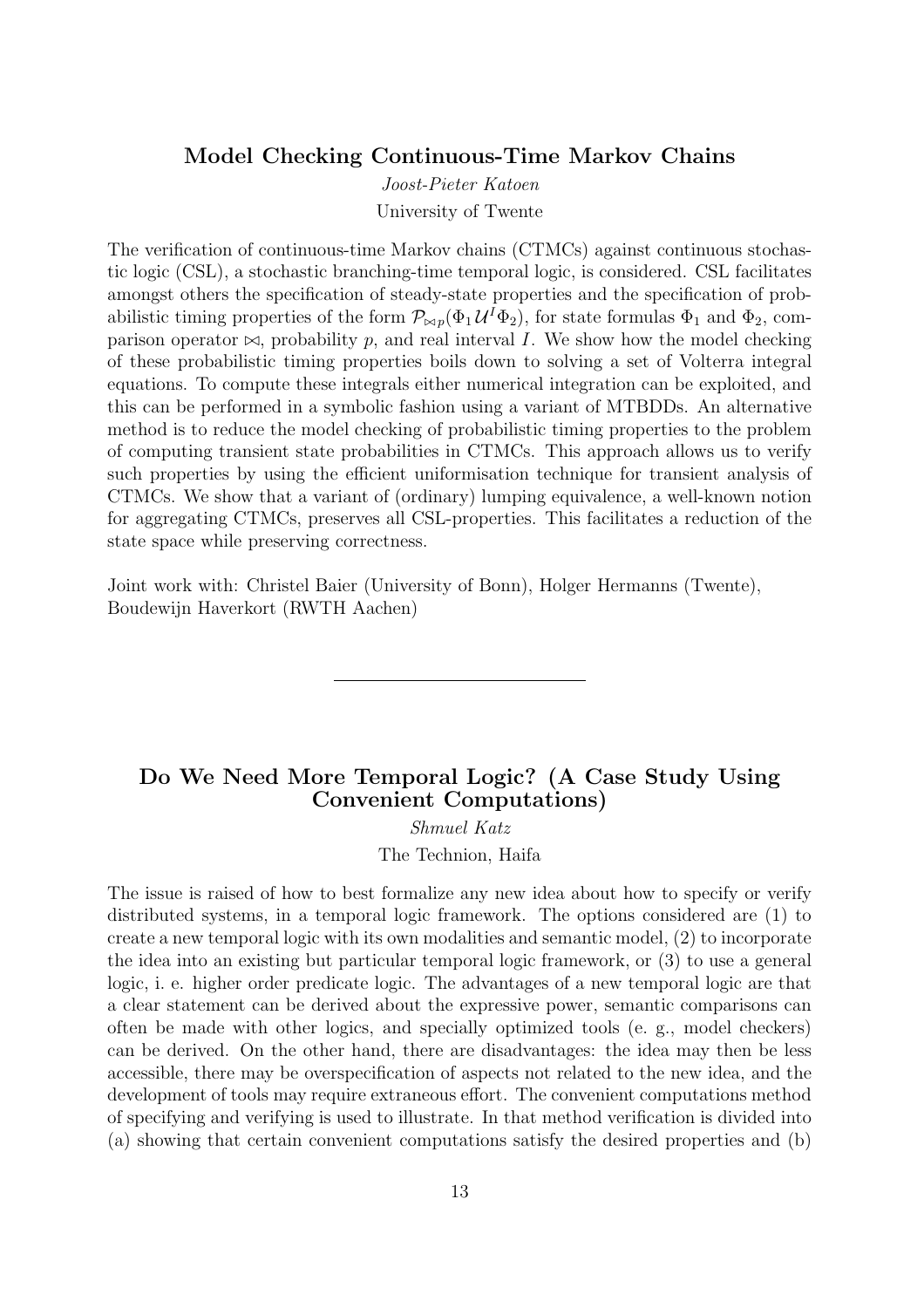## Model Checking Continuous-Time Markov Chains

*Joost-Pieter Katoen*

University of Twente

The verification of continuous-time Markov chains (CTMCs) against continuous stochastic logic (CSL), a stochastic branching-time temporal logic, is considered. CSL facilitates amongst others the specification of steady-state properties and the specification of probabilistic timing properties of the form $\mathcal{P}_{\bowtie p}(\Phi_1 \mathcal{U}^I \Phi_2)$, for state formulas $\Phi_1$ and $\Phi_2$, comparison operator $\bowtie$, probability $p$, and real interval $I$. We show how the model checking of these probabilistic timing properties boils down to solving a set of Volterra integral equations. To compute these integrals either numerical integration can be exploited, and this can be performed in a symbolic fashion using a variant of MTBDDs. An alternative method is to reduce the model checking of probabilistic timing properties to the problem of computing transient state probabilities in CTMCs. This approach allows us to verify such properties by using the efficient uniformisation technique for transient analysis of CTMCs. We show that a variant of (ordinary) lumping equivalence, a well-known notion for aggregating CTMCs, preserves all CSL-properties. This facilitates a reduction of the state space while preserving correctness.

Joint work with: Christel Baier (University of Bonn), Holger Hermanns (Twente), Boudewijn Haverkort (RWTH Aachen)

---

## Do We Need More Temporal Logic? (A Case Study Using Convenient Computations)

*Shmuel Katz*

The Technion, Haifa

The issue is raised of how to best formalize any new idea about how to specify or verify distributed systems, in a temporal logic framework. The options considered are (1) to create a new temporal logic with its own modalities and semantic model, (2) to incorporate the idea into an existing but particular temporal logic framework, or (3) to use a general logic, i. e. higher order predicate logic. The advantages of a new temporal logic are that a clear statement can be derived about the expressive power, semantic comparisons can often be made with other logics, and specially optimized tools (e. g., model checkers) can be derived. On the other hand, there are disadvantages: the idea may then be less accessible, there may be overspecification of aspects not related to the new idea, and the development of tools may require extraneous effort. The convenient computations method of specifying and verifying is used to illustrate. In that method verification is divided into (a) showing that certain convenient computations satisfy the desired properties and (b)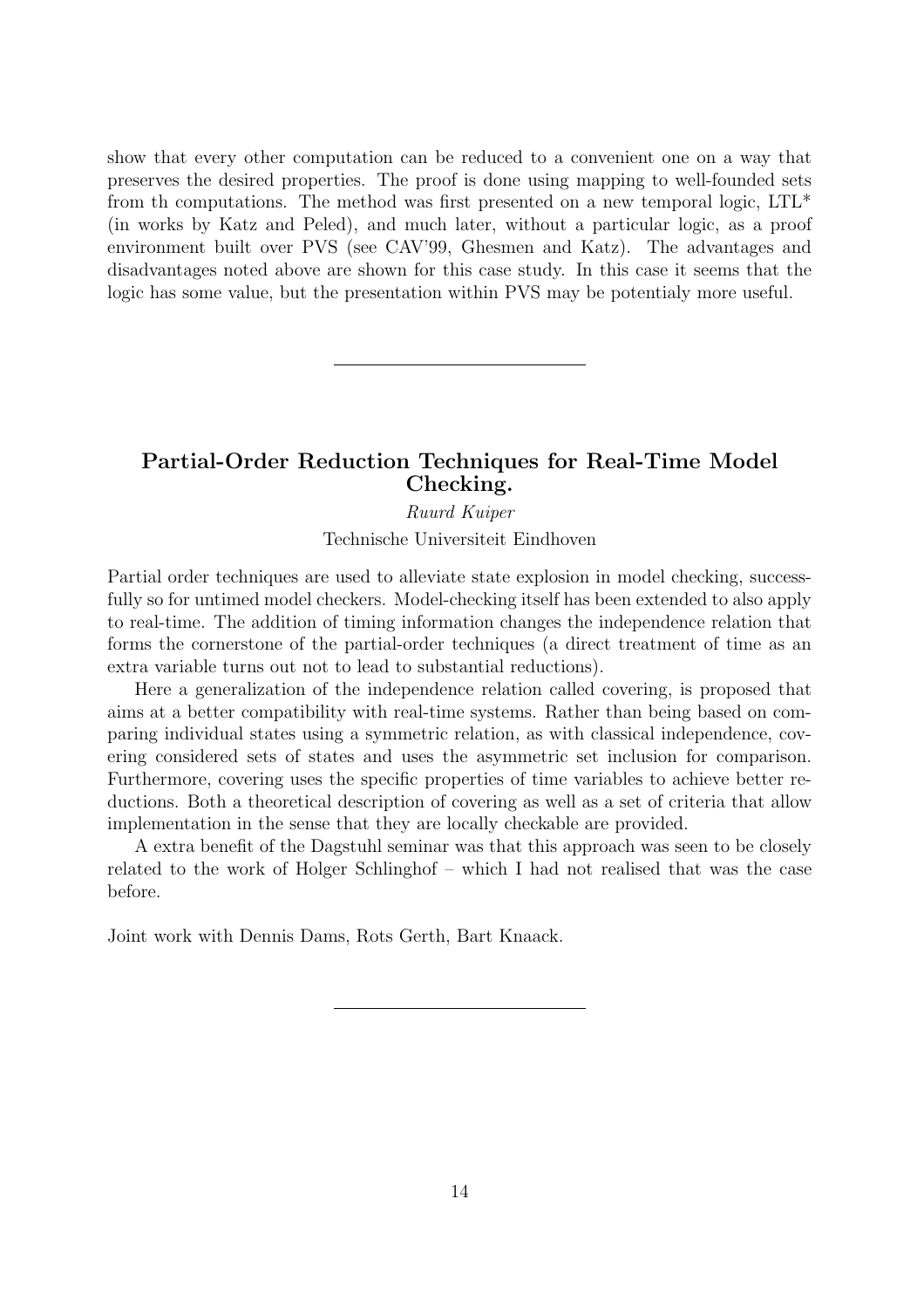show that every other computation can be reduced to a convenient one on a way that preserves the desired properties. The proof is done using mapping to well-founded sets from th computations. The method was first presented on a new temporal logic, LTL* (in works by Katz and Peled), and much later, without a particular logic, as a proof environment built over PVS (see CAV'99, Ghesmen and Katz). The advantages and disadvantages noted above are shown for this case study. In this case it seems that the logic has some value, but the presentation within PVS may be potentialy more useful.

---

## Partial-Order Reduction Techniques for Real-Time Model Checking.

*Ruurd Kuiper*

Technische Universiteit Eindhoven

Partial order techniques are used to alleviate state explosion in model checking, successfully so for untimed model checkers. Model-checking itself has been extended to also apply to real-time. The addition of timing information changes the independence relation that forms the cornerstone of the partial-order techniques (a direct treatment of time as an extra variable turns out not to lead to substantial reductions).

Here a generalization of the independence relation called covering, is proposed that aims at a better compatibility with real-time systems. Rather than being based on comparing individual states using a symmetric relation, as with classical independence, covering considered sets of states and uses the asymmetric set inclusion for comparison. Furthermore, covering uses the specific properties of time variables to achieve better reductions. Both a theoretical description of covering as well as a set of criteria that allow implementation in the sense that they are locally checkable are provided.

A extra benefit of the Dagstuhl seminar was that this approach was seen to be closely related to the work of Holger Schlinghof – which I had not realised that was the case before.

Joint work with Dennis Dams, Rots Gerth, Bart Knaack.

---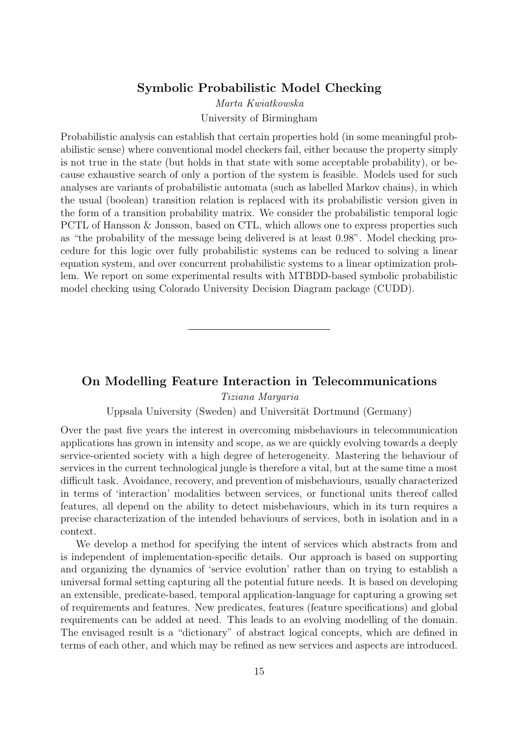## Symbolic Probabilistic Model Checking

*Marta Kwiatkowska*

University of Birmingham

Probabilistic analysis can establish that certain properties hold (in some meaningful probabilistic sense) where conventional model checkers fail, either because the property simply is not true in the state (but holds in that state with some acceptable probability), or because exhaustive search of only a portion of the system is feasible. Models used for such analyses are variants of probabilistic automata (such as labelled Markov chains), in which the usual (boolean) transition relation is replaced with its probabilistic version given in the form of a transition probability matrix. We consider the probabilistic temporal logic PCTL of Hansson & Jonsson, based on CTL, which allows one to express properties such as "the probability of the message being delivered is at least 0.98". Model checking procedure for this logic over fully probabilistic systems can be reduced to solving a linear equation system, and over concurrent probabilistic systems to a linear optimization problem. We report on some experimental results with MTBDD-based symbolic probabilistic model checking using Colorado University Decision Diagram package (CUDD).

---

## On Modelling Feature Interaction in Telecommunications

*Tiziana Margaria*

Uppsala University (Sweden) and Universität Dortmund (Germany)

Over the past five years the interest in overcoming misbehaviours in telecommunication applications has grown in intensity and scope, as we are quickly evolving towards a deeply service-oriented society with a high degree of heterogeneity. Mastering the behaviour of services in the current technological jungle is therefore a vital, but at the same time a most difficult task. Avoidance, recovery, and prevention of misbehaviours, usually characterized in terms of 'interaction' modalities between services, or functional units thereof called features, all depend on the ability to detect misbehaviours, which in its turn requires a precise characterization of the intended behaviours of services, both in isolation and in a context.

We develop a method for specifying the intent of services which abstracts from and is independent of implementation-specific details. Our approach is based on supporting and organizing the dynamics of 'service evolution' rather than on trying to establish a universal formal setting capturing all the potential future needs. It is based on developing an extensible, predicate-based, temporal application-language for capturing a growing set of requirements and features. New predicates, features (feature specifications) and global requirements can be added at need. This leads to an evolving modelling of the domain. The envisaged result is a "dictionary" of abstract logical concepts, which are defined in terms of each other, and which may be refined as new services and aspects are introduced.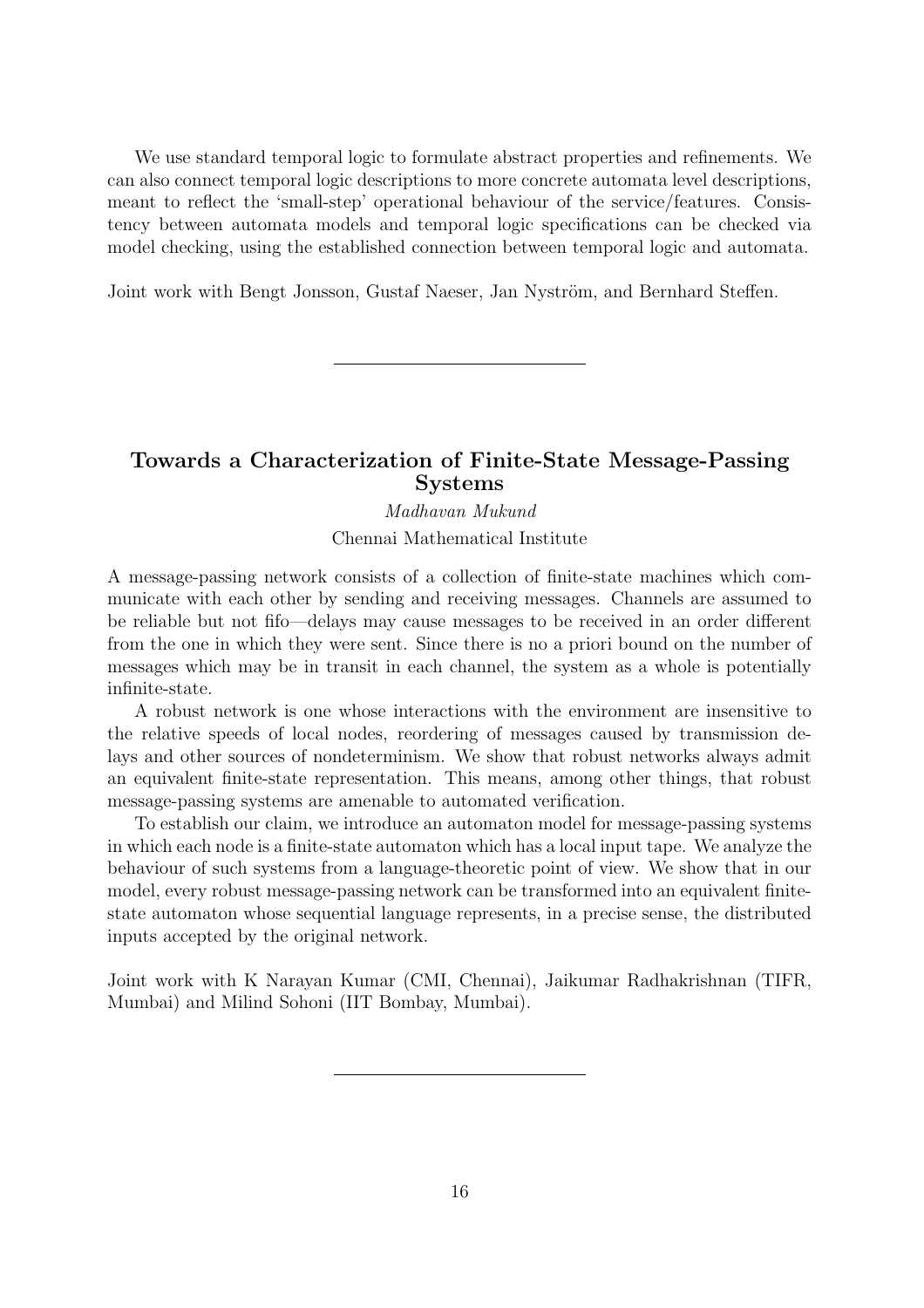We use standard temporal logic to formulate abstract properties and refinements. We can also connect temporal logic descriptions to more concrete automata level descriptions, meant to reflect the 'small-step' operational behaviour of the service/features. Consistency between automata models and temporal logic specifications can be checked via model checking, using the established connection between temporal logic and automata.

Joint work with Bengt Jonsson, Gustaf Naeser, Jan Nyström, and Bernhard Steffen.

---

## Towards a Characterization of Finite-State Message-Passing Systems

*Madhavan Mukund*

Chennai Mathematical Institute

A message-passing network consists of a collection of finite-state machines which communicate with each other by sending and receiving messages. Channels are assumed to be reliable but not fifo—delays may cause messages to be received in an order different from the one in which they were sent. Since there is no a priori bound on the number of messages which may be in transit in each channel, the system as a whole is potentially infinite-state.

A robust network is one whose interactions with the environment are insensitive to the relative speeds of local nodes, reordering of messages caused by transmission delays and other sources of nondeterminism. We show that robust networks always admit an equivalent finite-state representation. This means, among other things, that robust message-passing systems are amenable to automated verification.

To establish our claim, we introduce an automaton model for message-passing systems in which each node is a finite-state automaton which has a local input tape. We analyze the behaviour of such systems from a language-theoretic point of view. We show that in our model, every robust message-passing network can be transformed into an equivalent finite-state automaton whose sequential language represents, in a precise sense, the distributed inputs accepted by the original network.

Joint work with K Narayan Kumar (CMI, Chennai), Jaikumar Radhakrishnan (TIFR, Mumbai) and Milind Sohoni (IIT Bombay, Mumbai).

---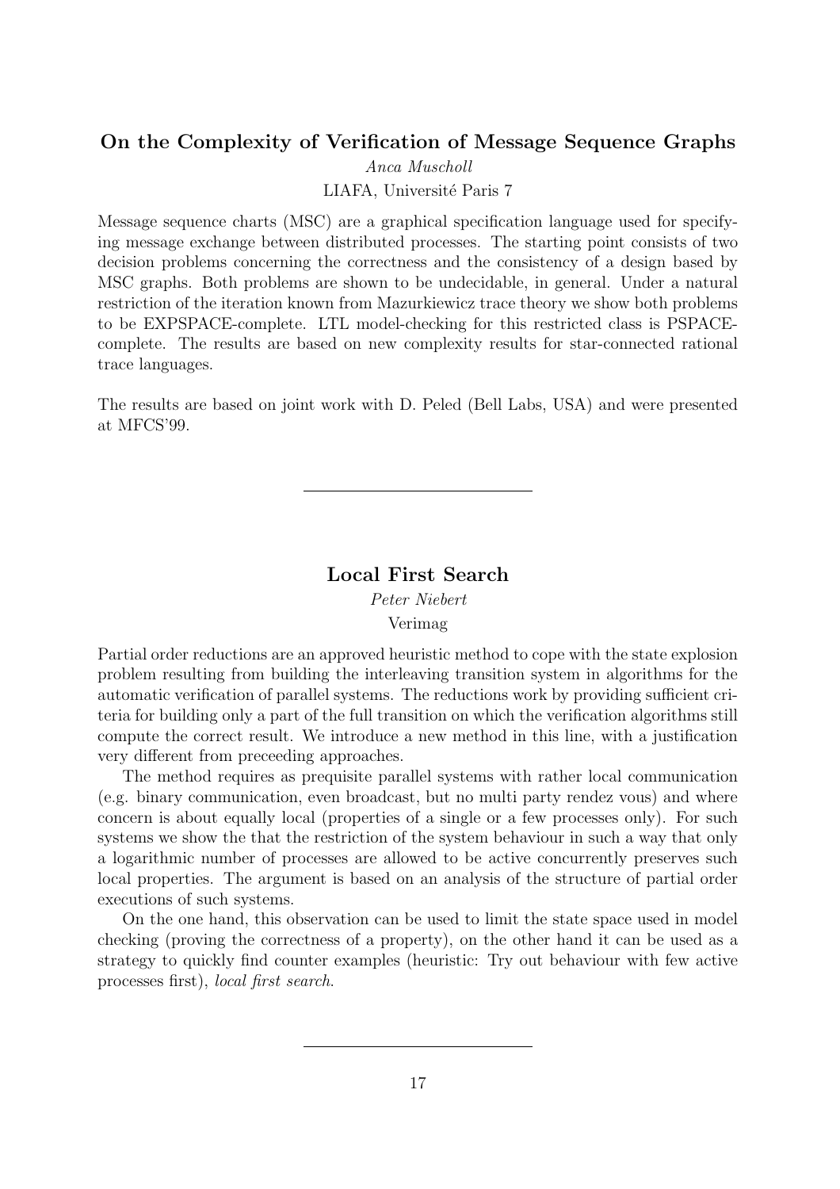## On the Complexity of Verification of Message Sequence Graphs

*Anca Muscholl*

LIAFA, Université Paris 7

Message sequence charts (MSC) are a graphical specification language used for specifying message exchange between distributed processes. The starting point consists of two decision problems concerning the correctness and the consistency of a design based by MSC graphs. Both problems are shown to be undecidable, in general. Under a natural restriction of the iteration known from Mazurkiewicz trace theory we show both problems to be EXPSPACE-complete. LTL model-checking for this restricted class is PSPACE-complete. The results are based on new complexity results for star-connected rational trace languages.

The results are based on joint work with D. Peled (Bell Labs, USA) and were presented at MFCS'99.

---

## Local First Search

*Peter Niebert*

Verimag

Partial order reductions are an approved heuristic method to cope with the state explosion problem resulting from building the interleaving transition system in algorithms for the automatic verification of parallel systems. The reductions work by providing sufficient criteria for building only a part of the full transition on which the verification algorithms still compute the correct result. We introduce a new method in this line, with a justification very different from preceeding approaches.

The method requires as prequisite parallel systems with rather local communication (e.g. binary communication, even broadcast, but no multi party rendez vous) and where concern is about equally local (properties of a single or a few processes only). For such systems we show the that the restriction of the system behaviour in such a way that only a logarithmic number of processes are allowed to be active concurrently preserves such local properties. The argument is based on an analysis of the structure of partial order executions of such systems.

On the one hand, this observation can be used to limit the state space used in model checking (proving the correctness of a property), on the other hand it can be used as a strategy to quickly find counter examples (heuristic: Try out behaviour with few active processes first), *local first search*.

---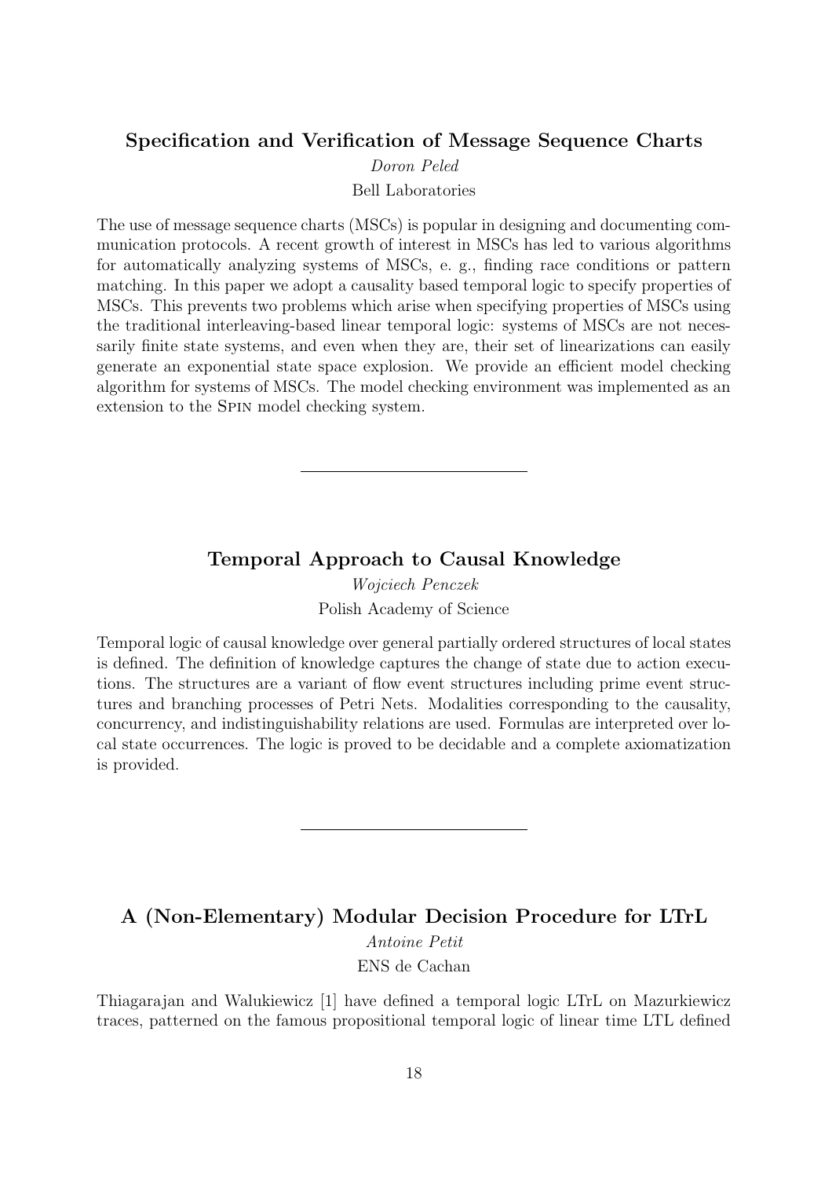### Specification and Verification of Message Sequence Charts

*Doron Peled*

Bell Laboratories

The use of message sequence charts (MSCs) is popular in designing and documenting communication protocols. A recent growth of interest in MSCs has led to various algorithms for automatically analyzing systems of MSCs, e. g., finding race conditions or pattern matching. In this paper we adopt a causality based temporal logic to specify properties of MSCs. This prevents two problems which arise when specifying properties of MSCs using the traditional interleaving-based linear temporal logic: systems of MSCs are not necessarily finite state systems, and even when they are, their set of linearizations can easily generate an exponential state space explosion. We provide an efficient model checking algorithm for systems of MSCs. The model checking environment was implemented as an extension to the Spin model checking system.

---

### Temporal Approach to Causal Knowledge

*Wojciech Penczek*

Polish Academy of Science

Temporal logic of causal knowledge over general partially ordered structures of local states is defined. The definition of knowledge captures the change of state due to action executions. The structures are a variant of flow event structures including prime event structures and branching processes of Petri Nets. Modalities corresponding to the causality, concurrency, and indistinguishability relations are used. Formulas are interpreted over local state occurrences. The logic is proved to be decidable and a complete axiomatization is provided.

---

### A (Non-Elementary) Modular Decision Procedure for LTrL

*Antoine Petit*

ENS de Cachan

Thiagarajan and Walukiewicz [1] have defined a temporal logic LTrL on Mazurkiewicz traces, patterned on the famous propositional temporal logic of linear time LTL defined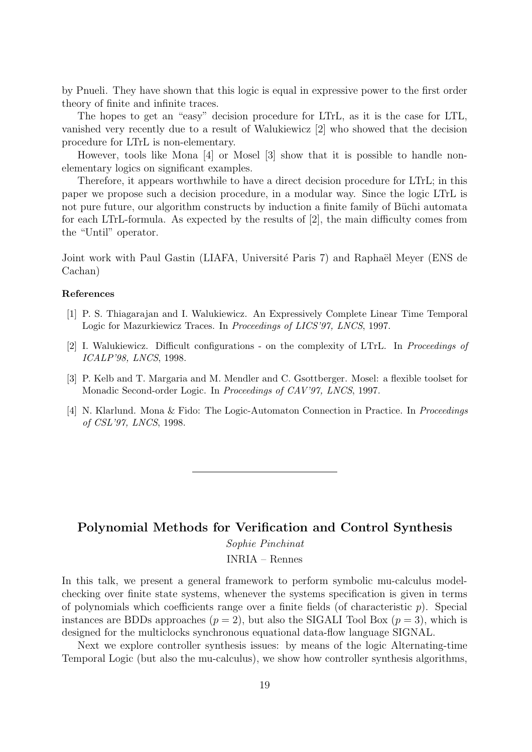by Pnueli. They have shown that this logic is equal in expressive power to the first order theory of finite and infinite traces.

The hopes to get an "easy" decision procedure for LTrL, as it is the case for LTL, vanished very recently due to a result of Walukiewicz [2] who showed that the decision procedure for LTrL is non-elementary.

However, tools like Mona [4] or Mosel [3] show that it is possible to handle non-elementary logics on significant examples.

Therefore, it appears worthwhile to have a direct decision procedure for LTrL; in this paper we propose such a decision procedure, in a modular way. Since the logic LTrL is not pure future, our algorithm constructs by induction a finite family of Büchi automata for each LTrL-formula. As expected by the results of [2], the main difficulty comes from the "Until" operator.

Joint work with Paul Gastin (LIAFA, Université Paris 7) and Raphaël Meyer (ENS de Cachan)

**References**

[1] P. S. Thiagarajan and I. Walukiewicz. An Expressively Complete Linear Time Temporal Logic for Mazurkiewicz Traces. In *Proceedings of LICS'97, LNCS*, 1997.

[2] I. Walukiewicz. Difficult configurations - on the complexity of LTrL. In *Proceedings of ICALP'98, LNCS*, 1998.

[3] P. Kelb and T. Margaria and M. Mendler and C. Gsottberger. Mosel: a flexible toolset for Monadic Second-order Logic. In *Proceedings of CAV'97, LNCS*, 1997.

[4] N. Klarlund. Mona & Fido: The Logic-Automaton Connection in Practice. In *Proceedings of CSL'97, LNCS*, 1998.

---

## Polynomial Methods for Verification and Control Synthesis

*Sophie Pinchinat*

INRIA – Rennes

In this talk, we present a general framework to perform symbolic mu-calculus model-checking over finite state systems, whenever the systems specification is given in terms of polynomials which coefficients range over a finite fields (of characteristic $p$). Special instances are BDDs approaches ($p = 2$), but also the SIGALI Tool Box ($p = 3$), which is designed for the multiclocks synchronous equational data-flow language SIGNAL.

Next we explore controller synthesis issues: by means of the logic Alternating-time Temporal Logic (but also the mu-calculus), we show how controller synthesis algorithms,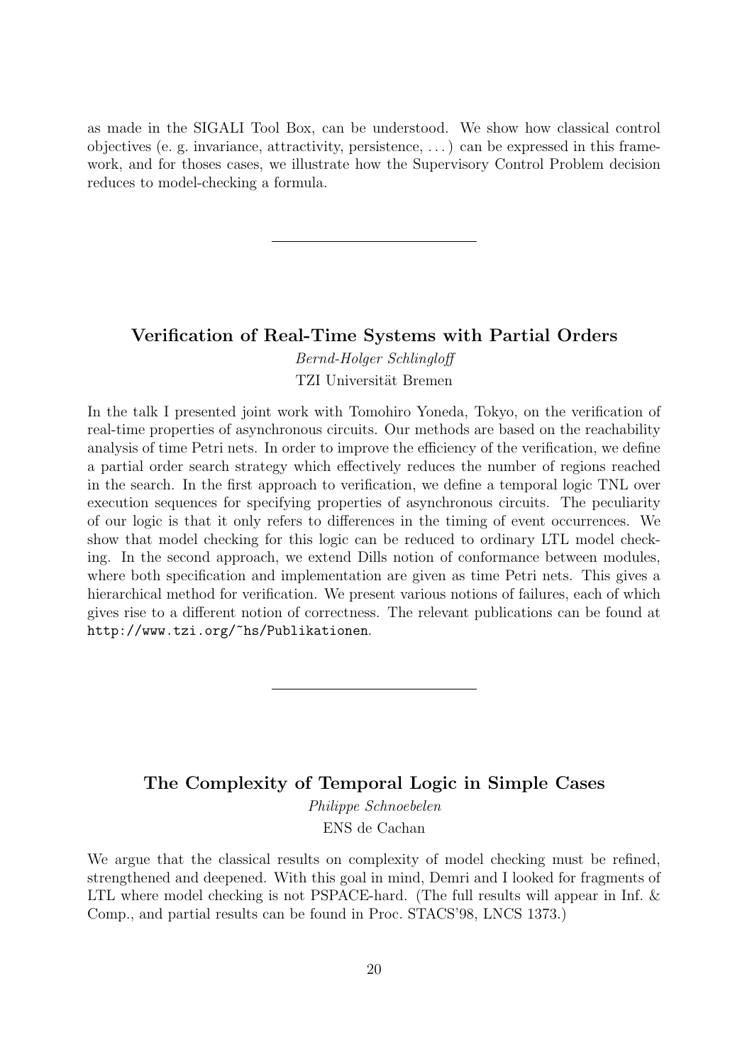as made in the SIGALI Tool Box, can be understood. We show how classical control objectives (e. g. invariance, attractivity, persistence, . . . ) can be expressed in this framework, and for thoses cases, we illustrate how the Supervisory Control Problem decision reduces to model-checking a formula.

---

## Verification of Real-Time Systems with Partial Orders

*Bernd-Holger Schlingloff*

TZI Universität Bremen

In the talk I presented joint work with Tomohiro Yoneda, Tokyo, on the verification of real-time properties of asynchronous circuits. Our methods are based on the reachability analysis of time Petri nets. In order to improve the efficiency of the verification, we define a partial order search strategy which effectively reduces the number of regions reached in the search. In the first approach to verification, we define a temporal logic TNL over execution sequences for specifying properties of asynchronous circuits. The peculiarity of our logic is that it only refers to differences in the timing of event occurrences. We show that model checking for this logic can be reduced to ordinary LTL model checking. In the second approach, we extend Dills notion of conformance between modules, where both specification and implementation are given as time Petri nets. This gives a hierarchical method for verification. We present various notions of failures, each of which gives rise to a different notion of correctness. The relevant publications can be found at `http://www.tzi.org/~hs/Publikationen`.

---

## The Complexity of Temporal Logic in Simple Cases

*Philippe Schnoebelen*

ENS de Cachan

We argue that the classical results on complexity of model checking must be refined, strengthened and deepened. With this goal in mind, Demri and I looked for fragments of LTL where model checking is not PSPACE-hard. (The full results will appear in Inf. & Comp., and partial results can be found in Proc. STACS'98, LNCS 1373.)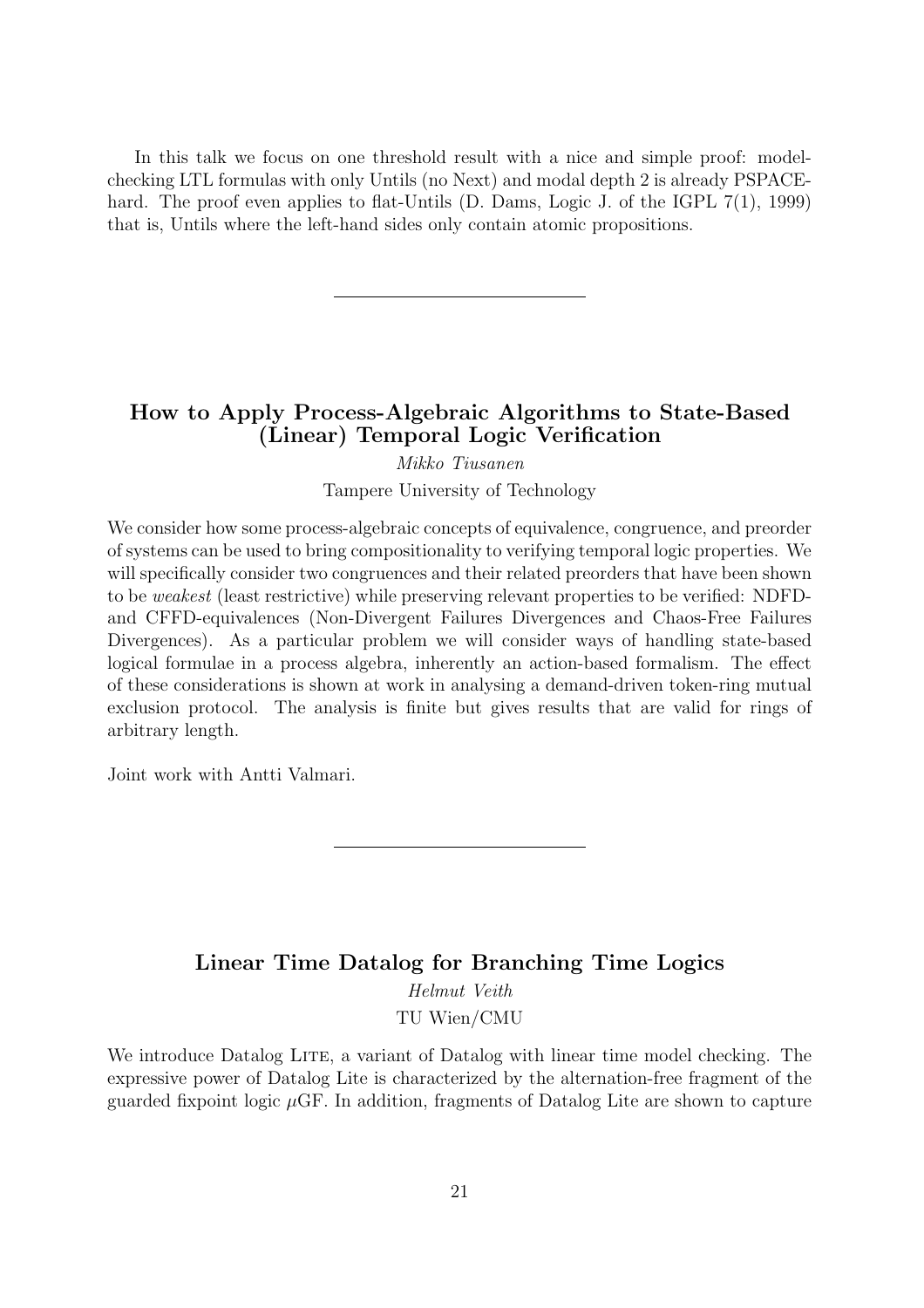In this talk we focus on one threshold result with a nice and simple proof: model-checking LTL formulas with only Untils (no Next) and modal depth 2 is already PSPACE-hard. The proof even applies to flat-Untils (D. Dams, Logic J. of the IGPL 7(1), 1999) that is, Untils where the left-hand sides only contain atomic propositions.

---

## How to Apply Process-Algebraic Algorithms to State-Based (Linear) Temporal Logic Verification

*Mikko Tiusanen*

Tampere University of Technology

We consider how some process-algebraic concepts of equivalence, congruence, and preorder of systems can be used to bring compositionality to verifying temporal logic properties. We will specifically consider two congruences and their related preorders that have been shown to be *weakest* (least restrictive) while preserving relevant properties to be verified: NDFD- and CFFD-equivalences (Non-Divergent Failures Divergences and Chaos-Free Failures Divergences). As a particular problem we will consider ways of handling state-based logical formulae in a process algebra, inherently an action-based formalism. The effect of these considerations is shown at work in analysing a demand-driven token-ring mutual exclusion protocol. The analysis is finite but gives results that are valid for rings of arbitrary length.

Joint work with Antti Valmari.

---

## Linear Time Datalog for Branching Time Logics

*Helmut Veith*

TU Wien/CMU

We introduce Datalog Lite, a variant of Datalog with linear time model checking. The expressive power of Datalog Lite is characterized by the alternation-free fragment of the guarded fixpoint logic $\mu$GF. In addition, fragments of Datalog Lite are shown to capture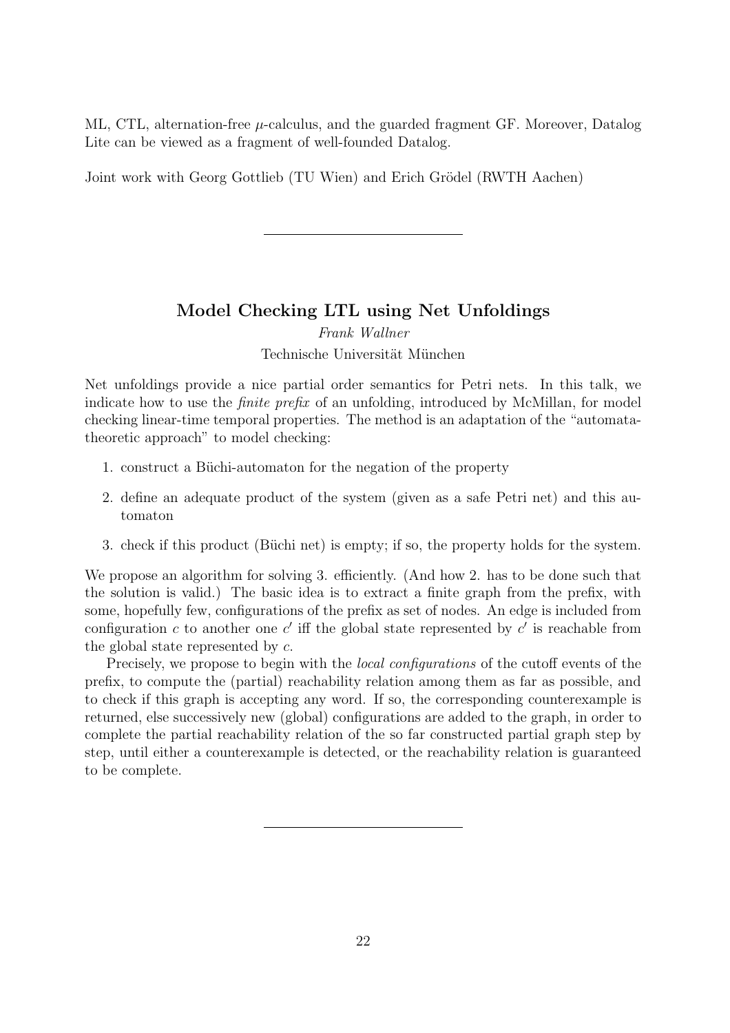ML, CTL, alternation-free $\mu$-calculus, and the guarded fragment GF. Moreover, Datalog Lite can be viewed as a fragment of well-founded Datalog.

Joint work with Georg Gottlieb (TU Wien) and Erich Grödel (RWTH Aachen)

---

## Model Checking LTL using Net Unfoldings

*Frank Wallner*

Technische Universität München

Net unfoldings provide a nice partial order semantics for Petri nets. In this talk, we indicate how to use the *finite prefix* of an unfolding, introduced by McMillan, for model checking linear-time temporal properties. The method is an adaptation of the "automata-theoretic approach" to model checking:

1. construct a Büchi-automaton for the negation of the property
2. define an adequate product of the system (given as a safe Petri net) and this automaton
3. check if this product (Büchi net) is empty; if so, the property holds for the system.

We propose an algorithm for solving 3. efficiently. (And how 2. has to be done such that the solution is valid.) The basic idea is to extract a finite graph from the prefix, with some, hopefully few, configurations of the prefix as set of nodes. An edge is included from configuration $c$ to another one $c'$ iff the global state represented by $c'$ is reachable from the global state represented by $c$.

Precisely, we propose to begin with the *local configurations* of the cutoff events of the prefix, to compute the (partial) reachability relation among them as far as possible, and to check if this graph is accepting any word. If so, the corresponding counterexample is returned, else successively new (global) configurations are added to the graph, in order to complete the partial reachability relation of the so far constructed partial graph step by step, until either a counterexample is detected, or the reachability relation is guaranteed to be complete.

---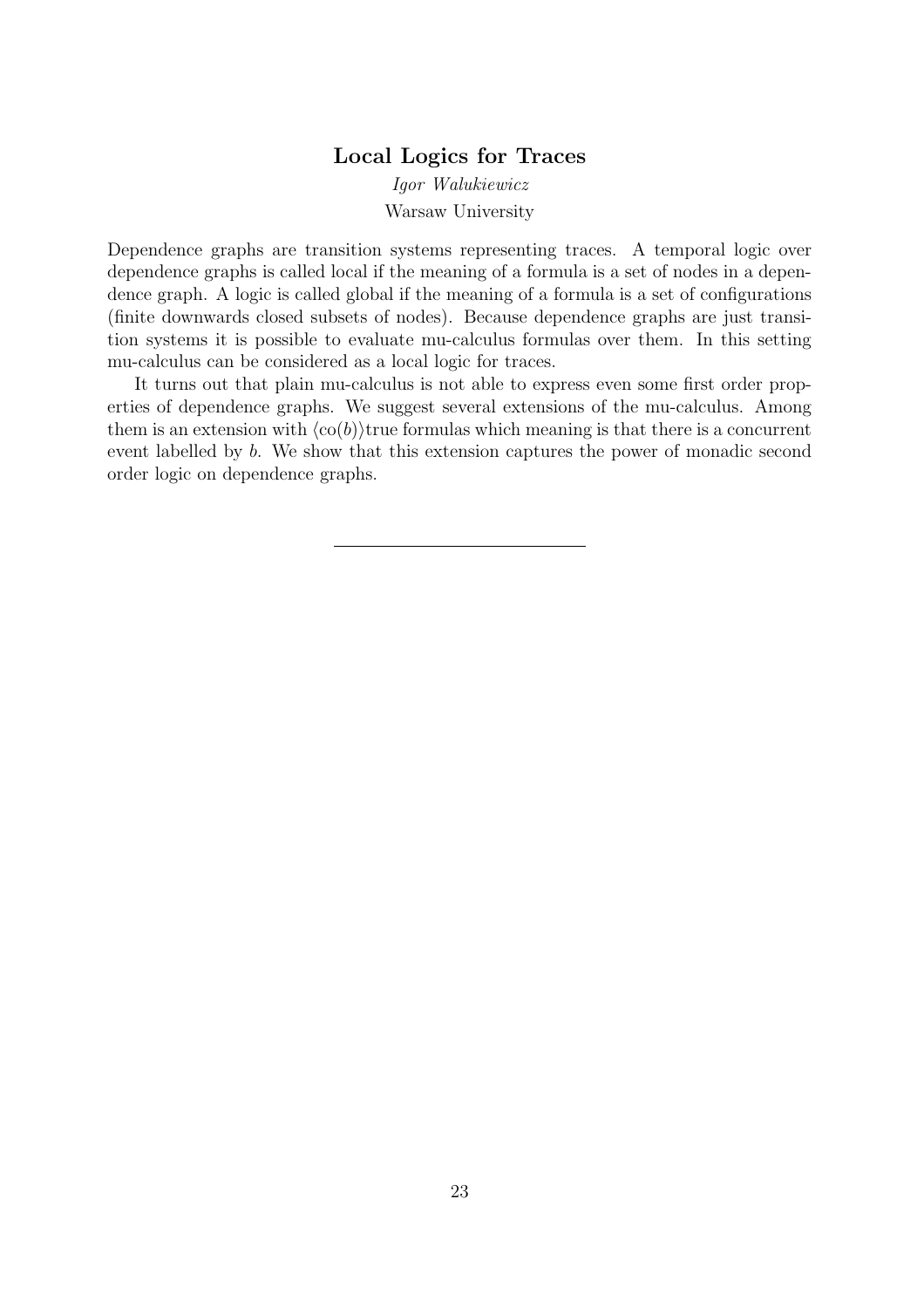## Local Logics for Traces

*Igor Walukiewicz*

Warsaw University

Dependence graphs are transition systems representing traces. A temporal logic over dependence graphs is called local if the meaning of a formula is a set of nodes in a dependence graph. A logic is called global if the meaning of a formula is a set of configurations (finite downwards closed subsets of nodes). Because dependence graphs are just transition systems it is possible to evaluate mu-calculus formulas over them. In this setting mu-calculus can be considered as a local logic for traces.

It turns out that plain mu-calculus is not able to express even some first order properties of dependence graphs. We suggest several extensions of the mu-calculus. Among them is an extension with $\langle \mathrm{co}(b) \rangle$true formulas which meaning is that there is a concurrent event labelled by $b$. We show that this extension captures the power of monadic second order logic on dependence graphs.

---